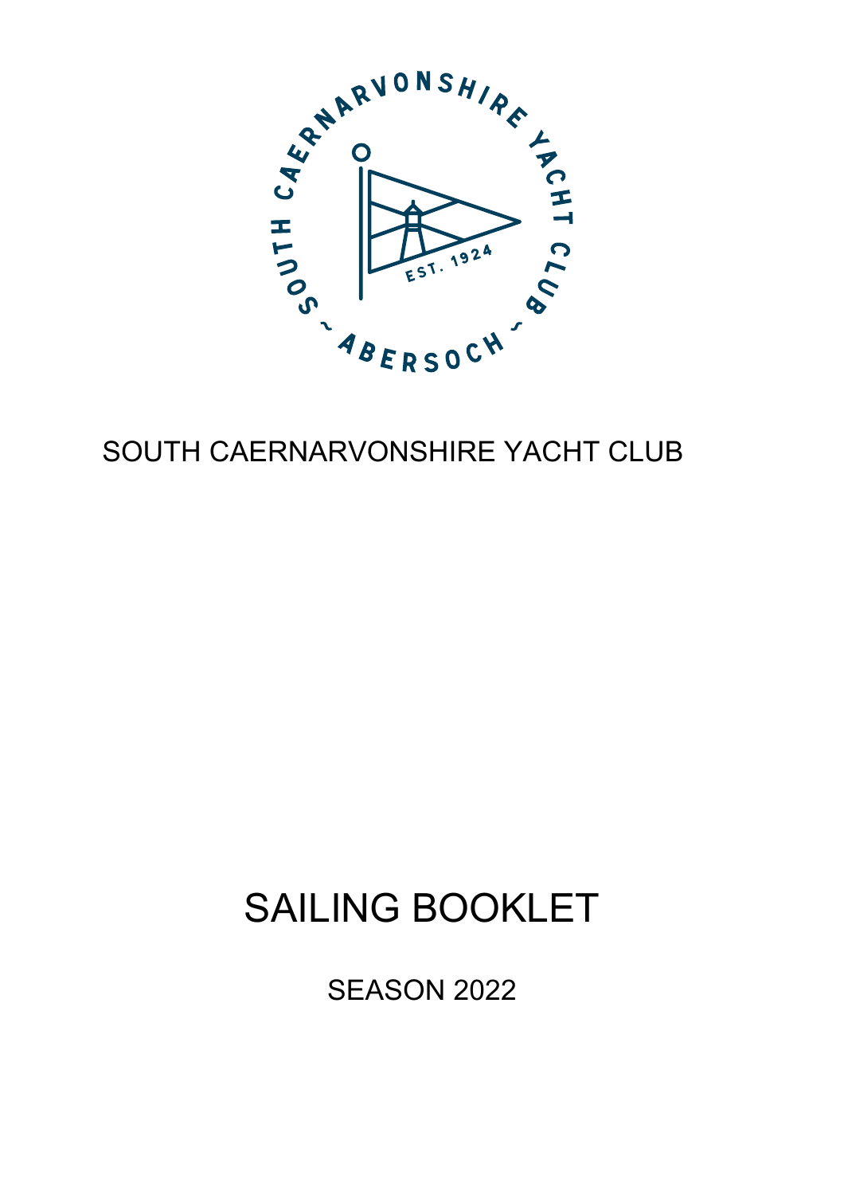# SOUTH CAERNARVONSHIRE YACHT CLUB

# SAILING BOOKLET

## SEASON 2022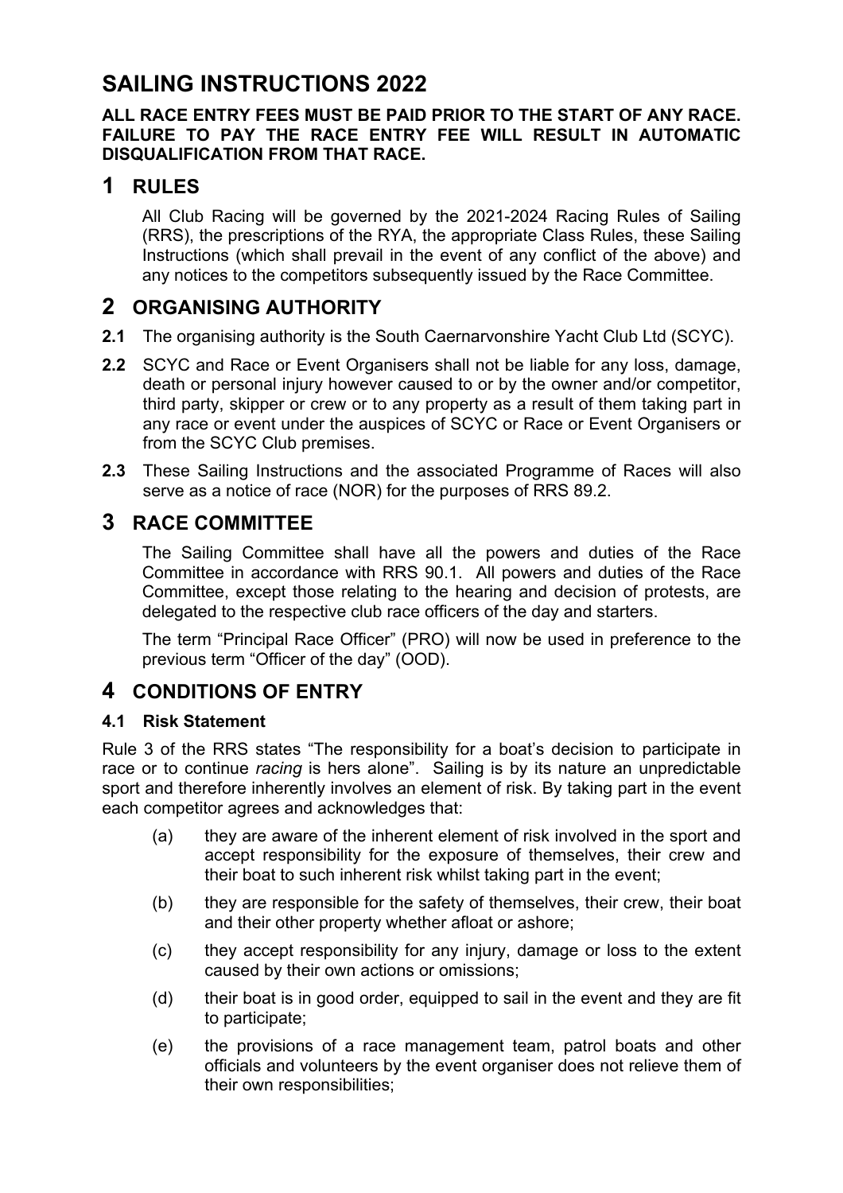# SAILING INSTRUCTIONS 2022

**ALL RACE ENTRY FEES MUST BE PAID PRIOR TO THE START OF ANY RACE. FAILURE TO PAY THE RACE ENTRY FEE WILL RESULT IN AUTOMATIC DISQUALIFICATION FROM THAT RACE.**

## 1 RULES

All Club Racing will be governed by the 2021-2024 Racing Rules of Sailing (RRS), the prescriptions of the RYA, the appropriate Class Rules, these Sailing Instructions (which shall prevail in the event of any conflict of the above) and any notices to the competitors subsequently issued by the Race Committee.

## 2 ORGANISING AUTHORITY

**2.1** The organising authority is the South Caernarvonshire Yacht Club Ltd (SCYC).

**2.2** SCYC and Race or Event Organisers shall not be liable for any loss, damage, death or personal injury however caused to or by the owner and/or competitor, third party, skipper or crew or to any property as a result of them taking part in any race or event under the auspices of SCYC or Race or Event Organisers or from the SCYC Club premises.

**2.3** These Sailing Instructions and the associated Programme of Races will also serve as a notice of race (NOR) for the purposes of RRS 89.2.

## 3 RACE COMMITTEE

The Sailing Committee shall have all the powers and duties of the Race Committee in accordance with RRS 90.1. All powers and duties of the Race Committee, except those relating to the hearing and decision of protests, are delegated to the respective club race officers of the day and starters.

The term "Principal Race Officer" (PRO) will now be used in preference to the previous term "Officer of the day" (OOD).

## 4 CONDITIONS OF ENTRY

### 4.1 Risk Statement

Rule 3 of the RRS states "The responsibility for a boat's decision to participate in race or to continue *racing* is hers alone". Sailing is by its nature an unpredictable sport and therefore inherently involves an element of risk. By taking part in the event each competitor agrees and acknowledges that:

(a) they are aware of the inherent element of risk involved in the sport and accept responsibility for the exposure of themselves, their crew and their boat to such inherent risk whilst taking part in the event;

(b) they are responsible for the safety of themselves, their crew, their boat and their other property whether afloat or ashore;

(c) they accept responsibility for any injury, damage or loss to the extent caused by their own actions or omissions;

(d) their boat is in good order, equipped to sail in the event and they are fit to participate;

(e) the provisions of a race management team, patrol boats and other officials and volunteers by the event organiser does not relieve them of their own responsibilities;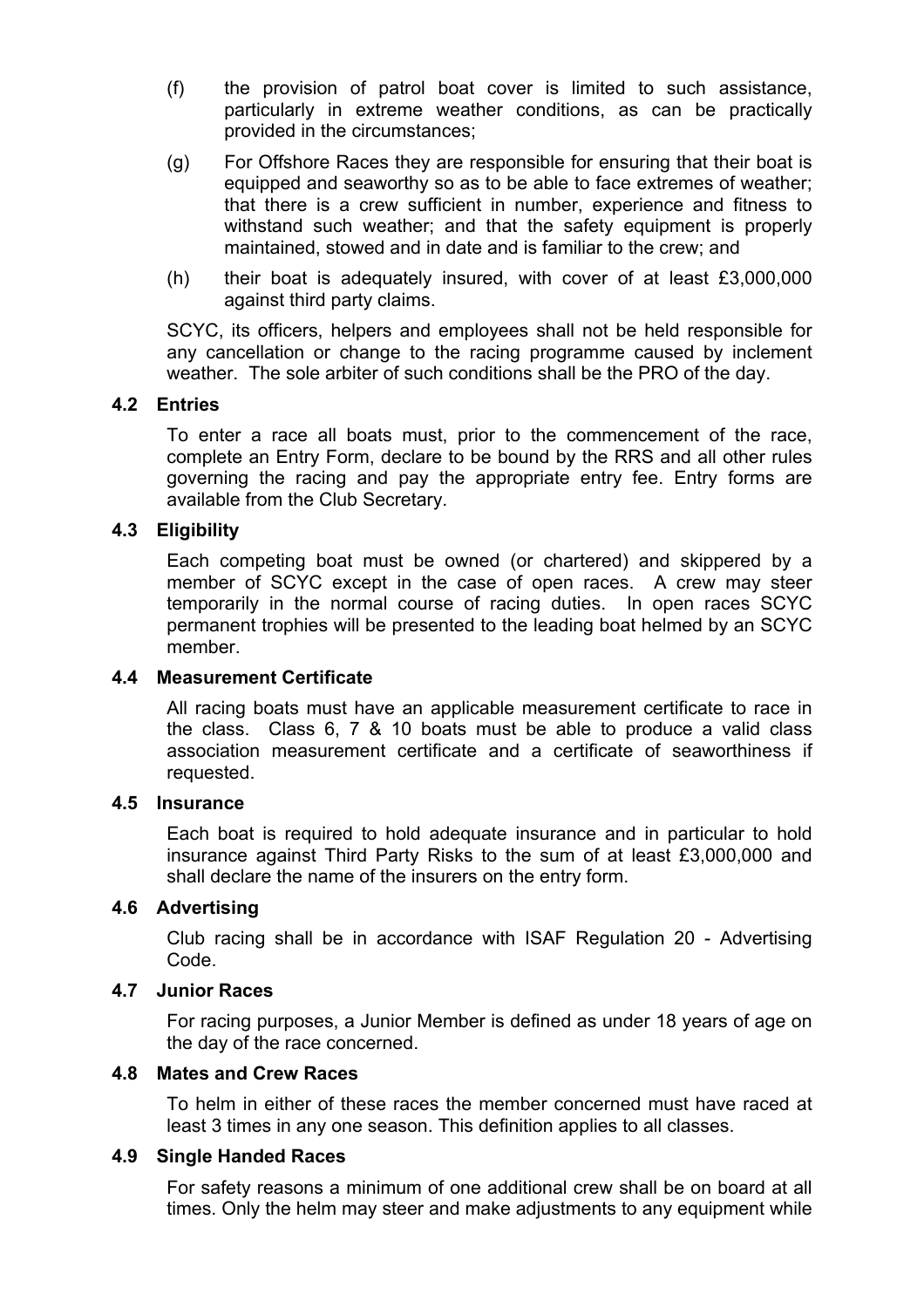(f) the provision of patrol boat cover is limited to such assistance, particularly in extreme weather conditions, as can be practically provided in the circumstances;

(g) For Offshore Races they are responsible for ensuring that their boat is equipped and seaworthy so as to be able to face extremes of weather; that there is a crew sufficient in number, experience and fitness to withstand such weather; and that the safety equipment is properly maintained, stowed and in date and is familiar to the crew; and

(h) their boat is adequately insured, with cover of at least £3,000,000 against third party claims.

SCYC, its officers, helpers and employees shall not be held responsible for any cancellation or change to the racing programme caused by inclement weather. The sole arbiter of such conditions shall be the PRO of the day.

### 4.2 Entries

To enter a race all boats must, prior to the commencement of the race, complete an Entry Form, declare to be bound by the RRS and all other rules governing the racing and pay the appropriate entry fee. Entry forms are available from the Club Secretary.

### 4.3 Eligibility

Each competing boat must be owned (or chartered) and skippered by a member of SCYC except in the case of open races. A crew may steer temporarily in the normal course of racing duties. In open races SCYC permanent trophies will be presented to the leading boat helmed by an SCYC member.

### 4.4 Measurement Certificate

All racing boats must have an applicable measurement certificate to race in the class. Class 6, 7 & 10 boats must be able to produce a valid class association measurement certificate and a certificate of seaworthiness if requested.

### 4.5 Insurance

Each boat is required to hold adequate insurance and in particular to hold insurance against Third Party Risks to the sum of at least £3,000,000 and shall declare the name of the insurers on the entry form.

### 4.6 Advertising

Club racing shall be in accordance with ISAF Regulation 20 - Advertising Code.

### 4.7 Junior Races

For racing purposes, a Junior Member is defined as under 18 years of age on the day of the race concerned.

### 4.8 Mates and Crew Races

To helm in either of these races the member concerned must have raced at least 3 times in any one season. This definition applies to all classes.

### 4.9 Single Handed Races

For safety reasons a minimum of one additional crew shall be on board at all times. Only the helm may steer and make adjustments to any equipment while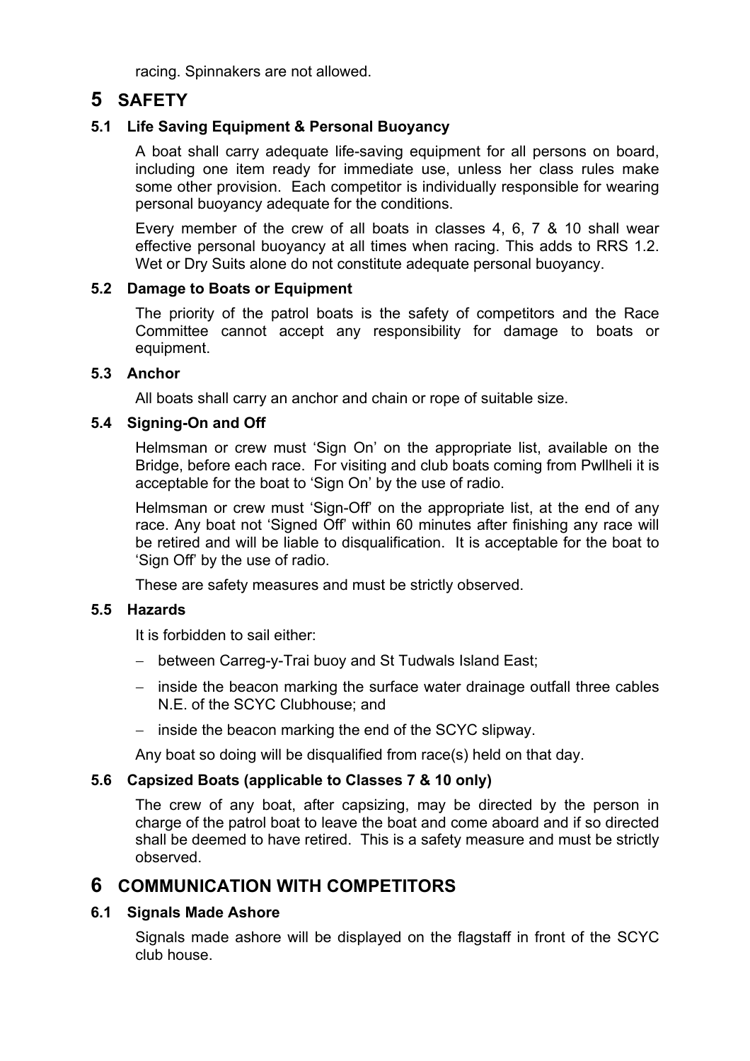racing. Spinnakers are not allowed.

# 5 SAFETY

## 5.1 Life Saving Equipment & Personal Buoyancy

A boat shall carry adequate life-saving equipment for all persons on board, including one item ready for immediate use, unless her class rules make some other provision. Each competitor is individually responsible for wearing personal buoyancy adequate for the conditions.

Every member of the crew of all boats in classes 4, 6, 7 & 10 shall wear effective personal buoyancy at all times when racing. This adds to RRS 1.2. Wet or Dry Suits alone do not constitute adequate personal buoyancy.

## 5.2 Damage to Boats or Equipment

The priority of the patrol boats is the safety of competitors and the Race Committee cannot accept any responsibility for damage to boats or equipment.

## 5.3 Anchor

All boats shall carry an anchor and chain or rope of suitable size.

## 5.4 Signing-On and Off

Helmsman or crew must 'Sign On' on the appropriate list, available on the Bridge, before each race. For visiting and club boats coming from Pwllheli it is acceptable for the boat to 'Sign On' by the use of radio.

Helmsman or crew must 'Sign-Off' on the appropriate list, at the end of any race. Any boat not 'Signed Off' within 60 minutes after finishing any race will be retired and will be liable to disqualification. It is acceptable for the boat to 'Sign Off' by the use of radio.

These are safety measures and must be strictly observed.

## 5.5 Hazards

It is forbidden to sail either:

- between Carreg-y-Trai buoy and St Tudwals Island East;
- inside the beacon marking the surface water drainage outfall three cables N.E. of the SCYC Clubhouse; and
- inside the beacon marking the end of the SCYC slipway.

Any boat so doing will be disqualified from race(s) held on that day.

## 5.6 Capsized Boats (applicable to Classes 7 & 10 only)

The crew of any boat, after capsizing, may be directed by the person in charge of the patrol boat to leave the boat and come aboard and if so directed shall be deemed to have retired. This is a safety measure and must be strictly observed.

# 6 COMMUNICATION WITH COMPETITORS

## 6.1 Signals Made Ashore

Signals made ashore will be displayed on the flagstaff in front of the SCYC club house.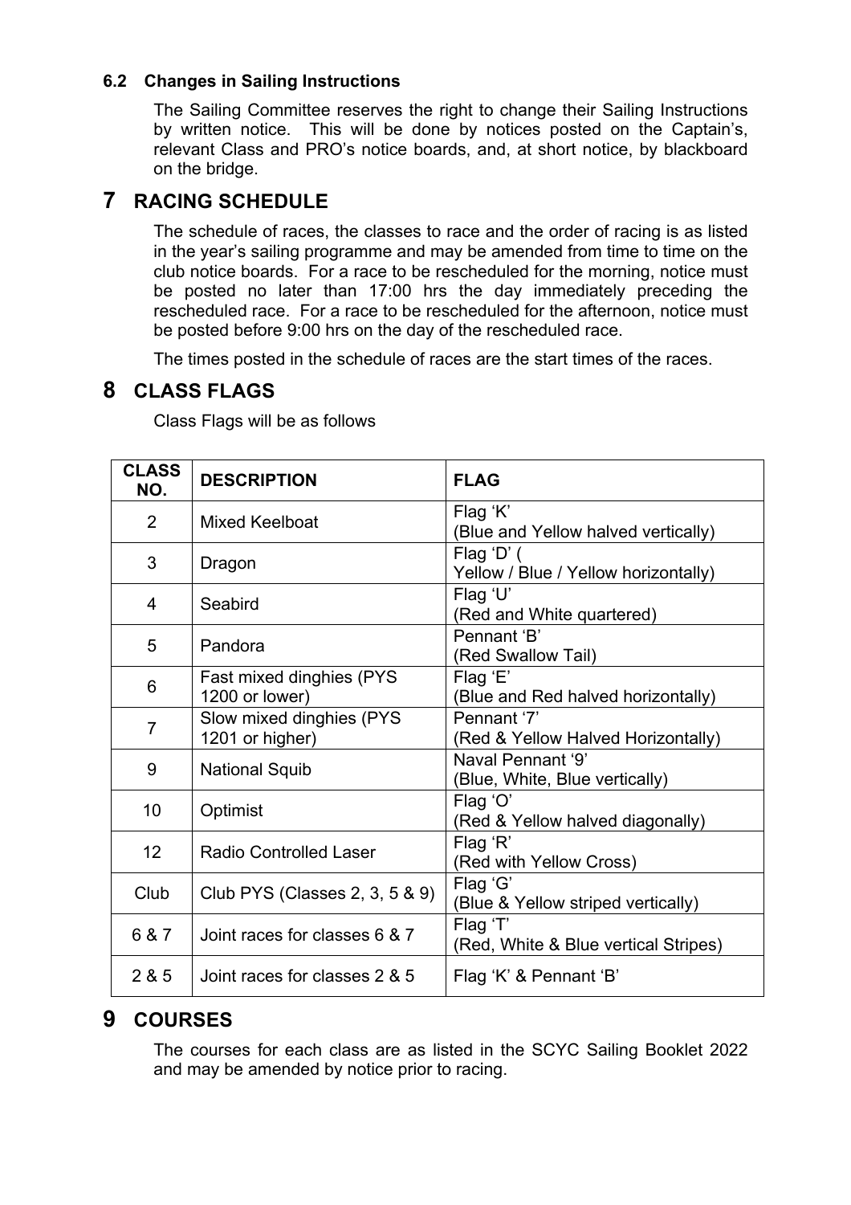### 6.2 Changes in Sailing Instructions

The Sailing Committee reserves the right to change their Sailing Instructions by written notice. This will be done by notices posted on the Captain's, relevant Class and PRO's notice boards, and, at short notice, by blackboard on the bridge.

## 7 RACING SCHEDULE

The schedule of races, the classes to race and the order of racing is as listed in the year's sailing programme and may be amended from time to time on the club notice boards. For a race to be rescheduled for the morning, notice must be posted no later than 17:00 hrs the day immediately preceding the rescheduled race. For a race to be rescheduled for the afternoon, notice must be posted before 9:00 hrs on the day of the rescheduled race.

The times posted in the schedule of races are the start times of the races.

## 8 CLASS FLAGS

Class Flags will be as follows

| CLASS NO. | DESCRIPTION | FLAG |
|---|---|---|
| 2 | Mixed Keelboat | Flag 'K' (Blue and Yellow halved vertically) |
| 3 | Dragon | Flag 'D' ( Yellow / Blue / Yellow horizontally) |
| 4 | Seabird | Flag 'U' (Red and White quartered) |
| 5 | Pandora | Pennant 'B' (Red Swallow Tail) |
| 6 | Fast mixed dinghies (PYS 1200 or lower) | Flag 'E' (Blue and Red halved horizontally) |
| 7 | Slow mixed dinghies (PYS 1201 or higher) | Pennant '7' (Red & Yellow Halved Horizontally) |
| 9 | National Squib | Naval Pennant '9' (Blue, White, Blue vertically) |
| 10 | Optimist | Flag 'O' (Red & Yellow halved diagonally) |
| 12 | Radio Controlled Laser | Flag 'R' (Red with Yellow Cross) |
| Club | Club PYS (Classes 2, 3, 5 & 9) | Flag 'G' (Blue & Yellow striped vertically) |
| 6 & 7 | Joint races for classes 6 & 7 | Flag 'T' (Red, White & Blue vertical Stripes) |
| 2 & 5 | Joint races for classes 2 & 5 | Flag 'K' & Pennant 'B' |

## 9 COURSES

The courses for each class are as listed in the SCYC Sailing Booklet 2022 and may be amended by notice prior to racing.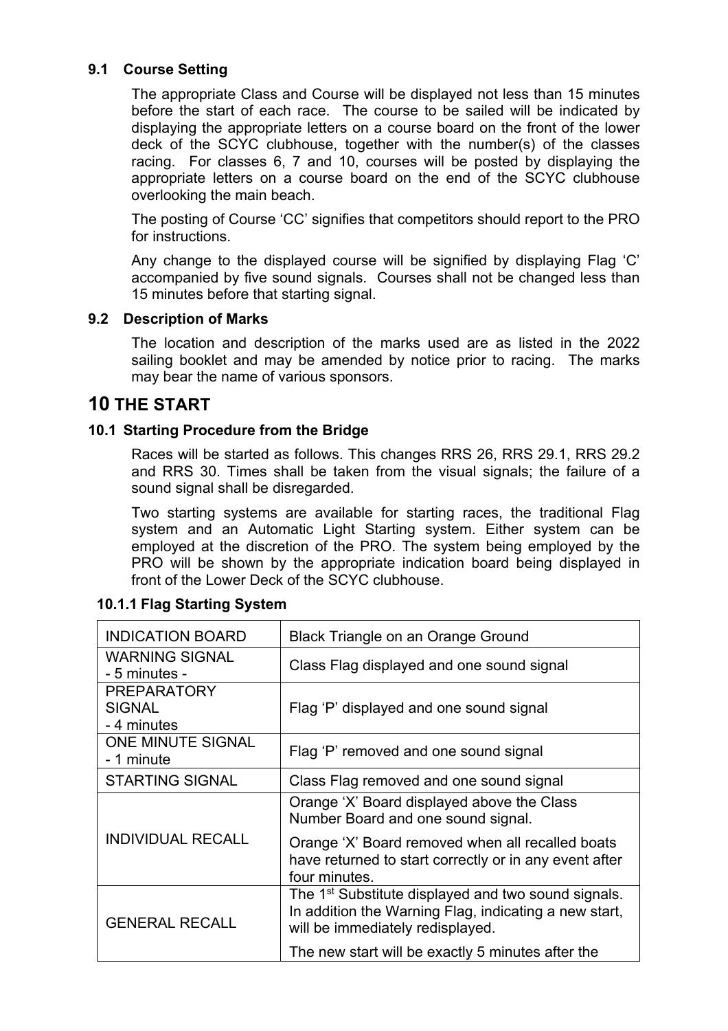### 9.1 Course Setting

The appropriate Class and Course will be displayed not less than 15 minutes before the start of each race. The course to be sailed will be indicated by displaying the appropriate letters on a course board on the front of the lower deck of the SCYC clubhouse, together with the number(s) of the classes racing. For classes 6, 7 and 10, courses will be posted by displaying the appropriate letters on a course board on the end of the SCYC clubhouse overlooking the main beach.

The posting of Course 'CC' signifies that competitors should report to the PRO for instructions.

Any change to the displayed course will be signified by displaying Flag 'C' accompanied by five sound signals. Courses shall not be changed less than 15 minutes before that starting signal.

### 9.2 Description of Marks

The location and description of the marks used are as listed in the 2022 sailing booklet and may be amended by notice prior to racing. The marks may bear the name of various sponsors.

## 10 THE START

### 10.1 Starting Procedure from the Bridge

Races will be started as follows. This changes RRS 26, RRS 29.1, RRS 29.2 and RRS 30. Times shall be taken from the visual signals; the failure of a sound signal shall be disregarded.

Two starting systems are available for starting races, the traditional Flag system and an Automatic Light Starting system. Either system can be employed at the discretion of the PRO. The system being employed by the PRO will be shown by the appropriate indication board being displayed in front of the Lower Deck of the SCYC clubhouse.

#### 10.1.1 Flag Starting System

| INDICATION BOARD | Black Triangle on an Orange Ground |
|---|---|
| WARNING SIGNAL - 5 minutes - | Class Flag displayed and one sound signal |
| PREPARATORY SIGNAL - 4 minutes | Flag 'P' displayed and one sound signal |
| ONE MINUTE SIGNAL - 1 minute | Flag 'P' removed and one sound signal |
| STARTING SIGNAL | Class Flag removed and one sound signal |
| INDIVIDUAL RECALL | Orange 'X' Board displayed above the Class Number Board and one sound signal. Orange 'X' Board removed when all recalled boats have returned to start correctly or in any event after four minutes. |
| GENERAL RECALL | The 1st Substitute displayed and two sound signals. In addition the Warning Flag, indicating a new start, will be immediately redisplayed. The new start will be exactly 5 minutes after the |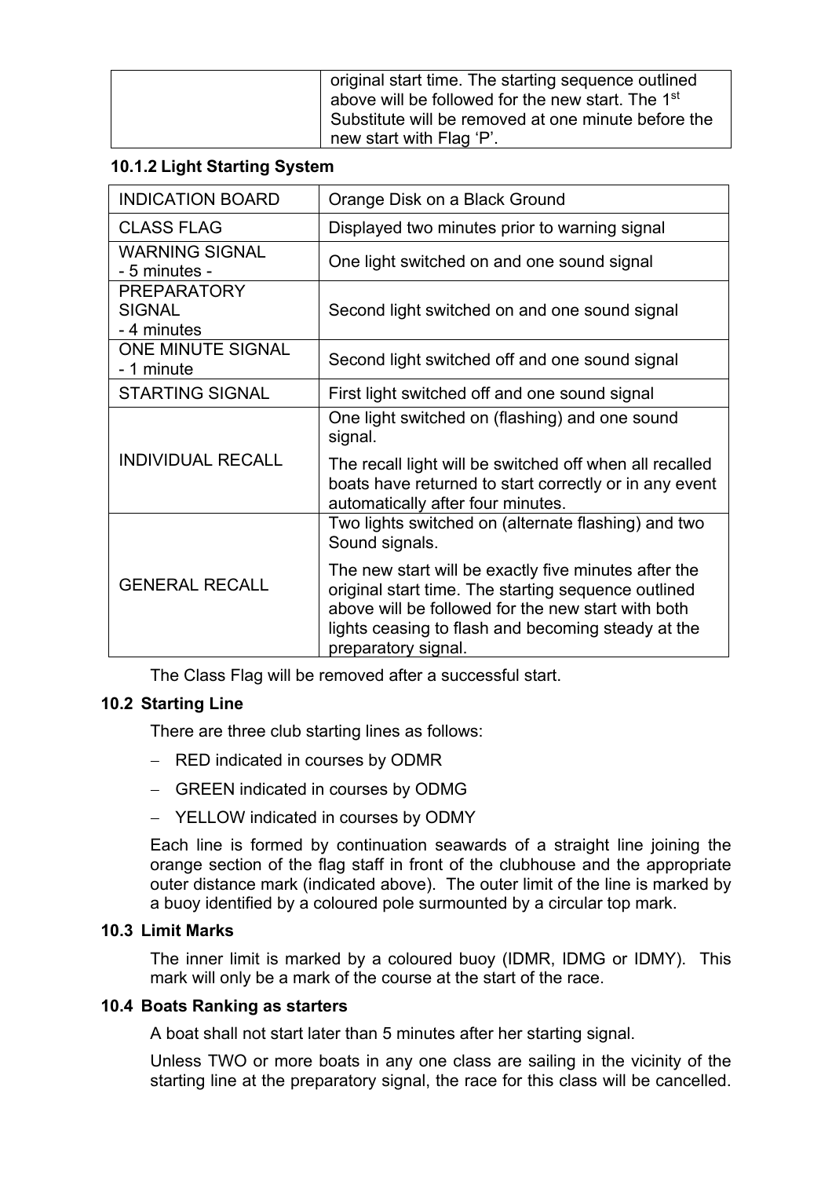| | original start time. The starting sequence outlined above will be followed for the new start. The 1st Substitute will be removed at one minute before the new start with Flag ‘P’. |
|---|---|

### 10.1.2 Light Starting System

| INDICATION BOARD | Orange Disk on a Black Ground |
|---|---|
| CLASS FLAG | Displayed two minutes prior to warning signal |
| WARNING SIGNAL - 5 minutes - | One light switched on and one sound signal |
| PREPARATORY SIGNAL - 4 minutes | Second light switched on and one sound signal |
| ONE MINUTE SIGNAL - 1 minute | Second light switched off and one sound signal |
| STARTING SIGNAL | First light switched off and one sound signal |
| INDIVIDUAL RECALL | One light switched on (flashing) and one sound signal. The recall light will be switched off when all recalled boats have returned to start correctly or in any event automatically after four minutes. |
| GENERAL RECALL | Two lights switched on (alternate flashing) and two Sound signals. The new start will be exactly five minutes after the original start time. The starting sequence outlined above will be followed for the new start with both lights ceasing to flash and becoming steady at the preparatory signal. |

The Class Flag will be removed after a successful start.

### 10.2 Starting Line

There are three club starting lines as follows:

- RED indicated in courses by ODMR
- GREEN indicated in courses by ODMG
- YELLOW indicated in courses by ODMY

Each line is formed by continuation seawards of a straight line joining the orange section of the flag staff in front of the clubhouse and the appropriate outer distance mark (indicated above). The outer limit of the line is marked by a buoy identified by a coloured pole surmounted by a circular top mark.

### 10.3 Limit Marks

The inner limit is marked by a coloured buoy (IDMR, IDMG or IDMY). This mark will only be a mark of the course at the start of the race.

### 10.4 Boats Ranking as starters

A boat shall not start later than 5 minutes after her starting signal.

Unless TWO or more boats in any one class are sailing in the vicinity of the starting line at the preparatory signal, the race for this class will be cancelled.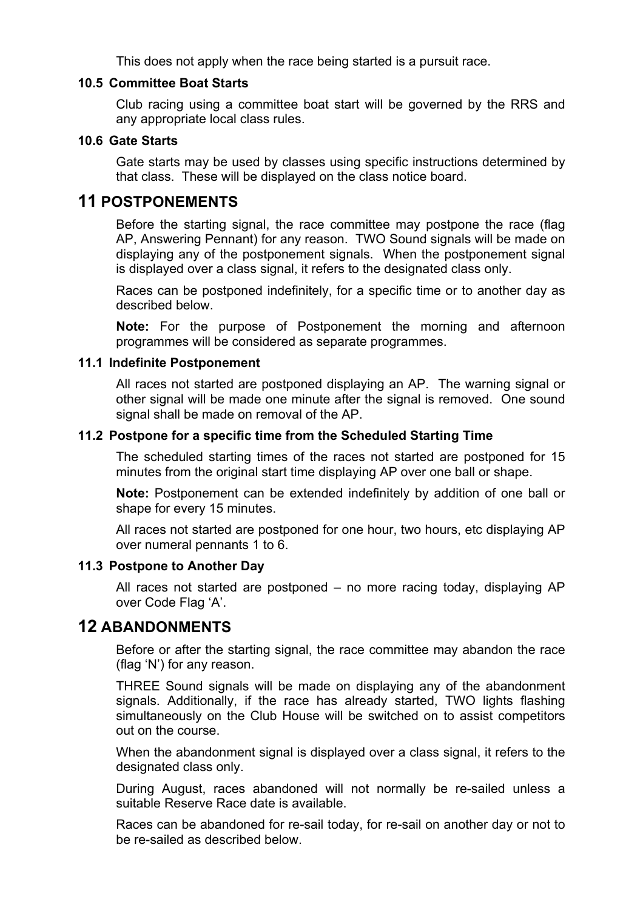This does not apply when the race being started is a pursuit race.

### 10.5 Committee Boat Starts

Club racing using a committee boat start will be governed by the RRS and any appropriate local class rules.

### 10.6 Gate Starts

Gate starts may be used by classes using specific instructions determined by that class. These will be displayed on the class notice board.

## 11 POSTPONEMENTS

Before the starting signal, the race committee may postpone the race (flag AP, Answering Pennant) for any reason. TWO Sound signals will be made on displaying any of the postponement signals. When the postponement signal is displayed over a class signal, it refers to the designated class only.

Races can be postponed indefinitely, for a specific time or to another day as described below.

**Note:** For the purpose of Postponement the morning and afternoon programmes will be considered as separate programmes.

### 11.1 Indefinite Postponement

All races not started are postponed displaying an AP. The warning signal or other signal will be made one minute after the signal is removed. One sound signal shall be made on removal of the AP.

### 11.2 Postpone for a specific time from the Scheduled Starting Time

The scheduled starting times of the races not started are postponed for 15 minutes from the original start time displaying AP over one ball or shape.

**Note:** Postponement can be extended indefinitely by addition of one ball or shape for every 15 minutes.

All races not started are postponed for one hour, two hours, etc displaying AP over numeral pennants 1 to 6.

### 11.3 Postpone to Another Day

All races not started are postponed – no more racing today, displaying AP over Code Flag 'A'.

## 12 ABANDONMENTS

Before or after the starting signal, the race committee may abandon the race (flag 'N') for any reason.

THREE Sound signals will be made on displaying any of the abandonment signals. Additionally, if the race has already started, TWO lights flashing simultaneously on the Club House will be switched on to assist competitors out on the course.

When the abandonment signal is displayed over a class signal, it refers to the designated class only.

During August, races abandoned will not normally be re-sailed unless a suitable Reserve Race date is available.

Races can be abandoned for re-sail today, for re-sail on another day or not to be re-sailed as described below.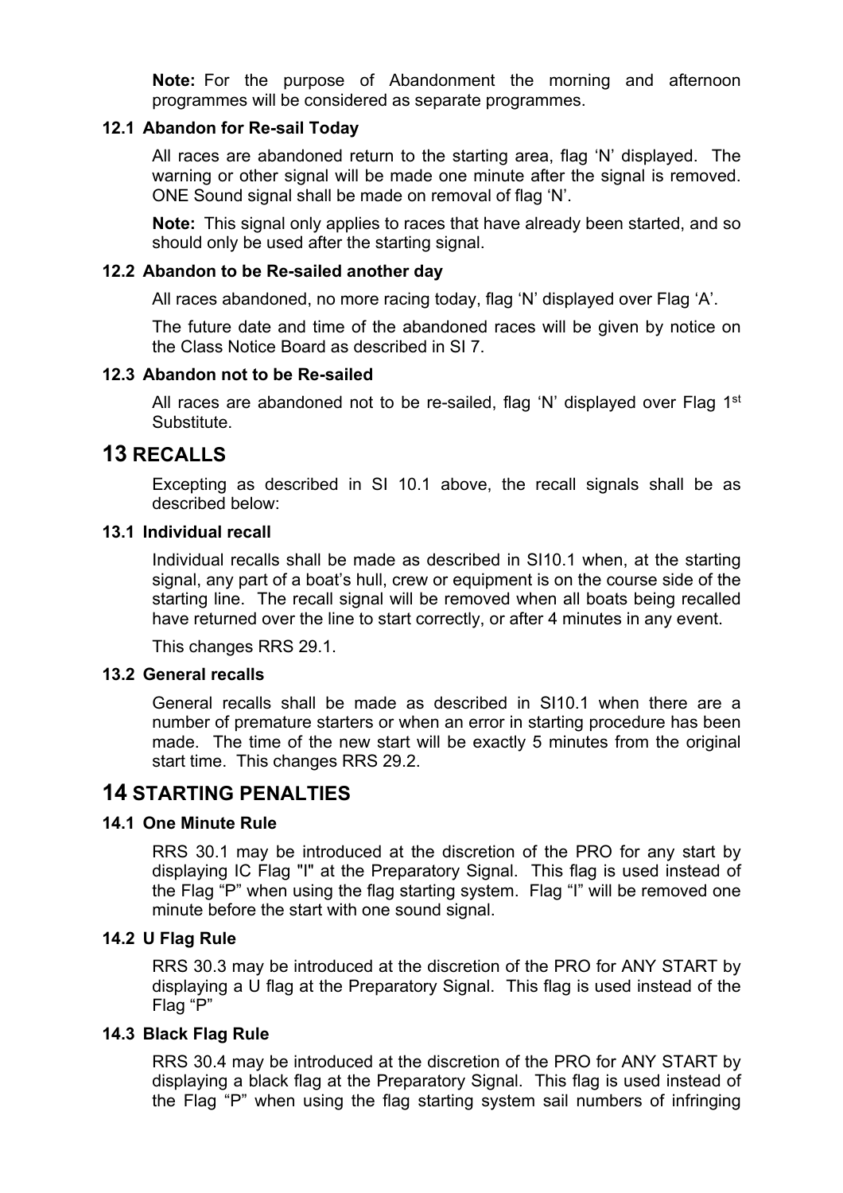**Note:** For the purpose of Abandonment the morning and afternoon programmes will be considered as separate programmes.

### 12.1 Abandon for Re-sail Today

All races are abandoned return to the starting area, flag 'N' displayed. The warning or other signal will be made one minute after the signal is removed. ONE Sound signal shall be made on removal of flag 'N'.

**Note:** This signal only applies to races that have already been started, and so should only be used after the starting signal.

### 12.2 Abandon to be Re-sailed another day

All races abandoned, no more racing today, flag 'N' displayed over Flag 'A'.

The future date and time of the abandoned races will be given by notice on the Class Notice Board as described in SI 7.

### 12.3 Abandon not to be Re-sailed

All races are abandoned not to be re-sailed, flag 'N' displayed over Flag 1st Substitute.

## 13 RECALLS

Excepting as described in SI 10.1 above, the recall signals shall be as described below:

### 13.1 Individual recall

Individual recalls shall be made as described in SI10.1 when, at the starting signal, any part of a boat's hull, crew or equipment is on the course side of the starting line. The recall signal will be removed when all boats being recalled have returned over the line to start correctly, or after 4 minutes in any event.

This changes RRS 29.1.

### 13.2 General recalls

General recalls shall be made as described in SI10.1 when there are a number of premature starters or when an error in starting procedure has been made. The time of the new start will be exactly 5 minutes from the original start time. This changes RRS 29.2.

## 14 STARTING PENALTIES

### 14.1 One Minute Rule

RRS 30.1 may be introduced at the discretion of the PRO for any start by displaying IC Flag "I" at the Preparatory Signal. This flag is used instead of the Flag "P" when using the flag starting system. Flag "I" will be removed one minute before the start with one sound signal.

### 14.2 U Flag Rule

RRS 30.3 may be introduced at the discretion of the PRO for ANY START by displaying a U flag at the Preparatory Signal. This flag is used instead of the Flag "P"

### 14.3 Black Flag Rule

RRS 30.4 may be introduced at the discretion of the PRO for ANY START by displaying a black flag at the Preparatory Signal. This flag is used instead of the Flag "P" when using the flag starting system sail numbers of infringing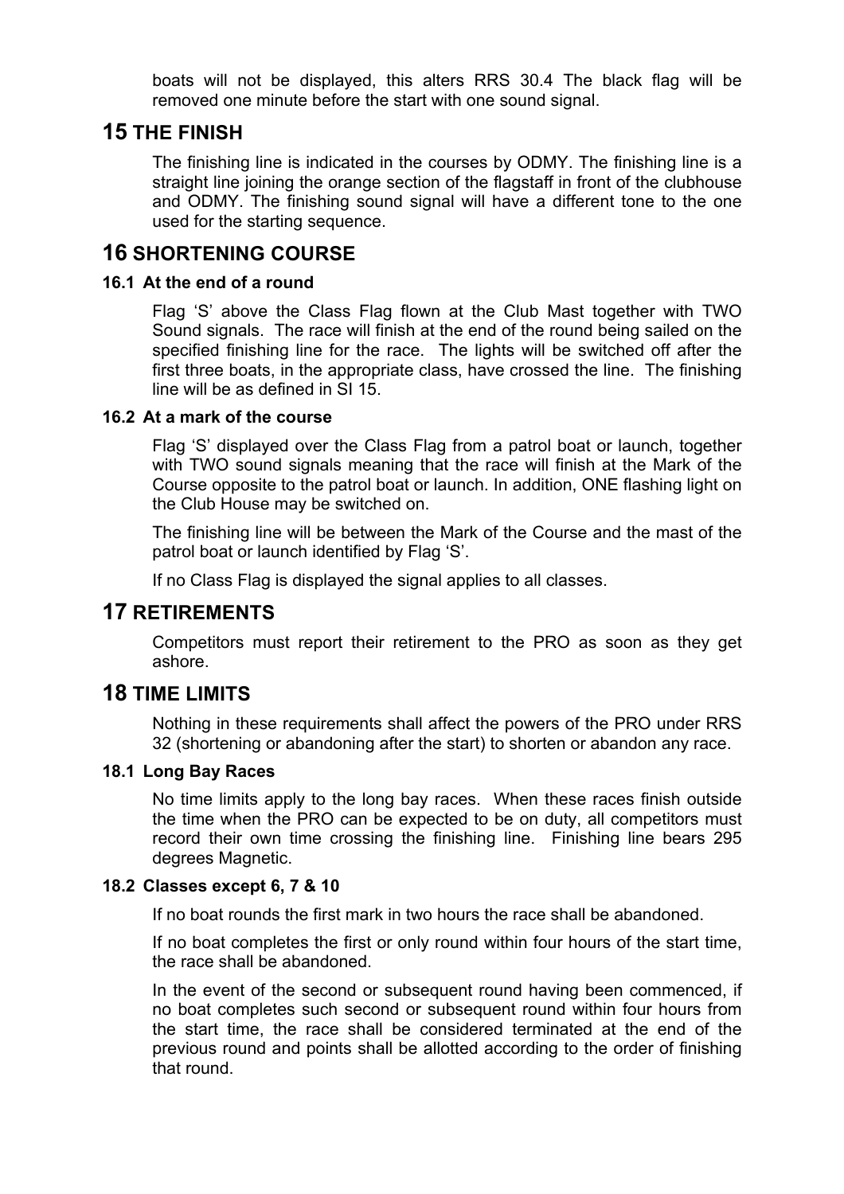boats will not be displayed, this alters RRS 30.4 The black flag will be removed one minute before the start with one sound signal.

## 15 THE FINISH

The finishing line is indicated in the courses by ODMY. The finishing line is a straight line joining the orange section of the flagstaff in front of the clubhouse and ODMY. The finishing sound signal will have a different tone to the one used for the starting sequence.

## 16 SHORTENING COURSE

### 16.1 At the end of a round

Flag ‘S’ above the Class Flag flown at the Club Mast together with TWO Sound signals. The race will finish at the end of the round being sailed on the specified finishing line for the race. The lights will be switched off after the first three boats, in the appropriate class, have crossed the line. The finishing line will be as defined in SI 15.

### 16.2 At a mark of the course

Flag ‘S’ displayed over the Class Flag from a patrol boat or launch, together with TWO sound signals meaning that the race will finish at the Mark of the Course opposite to the patrol boat or launch. In addition, ONE flashing light on the Club House may be switched on.

The finishing line will be between the Mark of the Course and the mast of the patrol boat or launch identified by Flag ‘S’.

If no Class Flag is displayed the signal applies to all classes.

## 17 RETIREMENTS

Competitors must report their retirement to the PRO as soon as they get ashore.

## 18 TIME LIMITS

Nothing in these requirements shall affect the powers of the PRO under RRS 32 (shortening or abandoning after the start) to shorten or abandon any race.

### 18.1 Long Bay Races

No time limits apply to the long bay races. When these races finish outside the time when the PRO can be expected to be on duty, all competitors must record their own time crossing the finishing line. Finishing line bears 295 degrees Magnetic.

### 18.2 Classes except 6, 7 & 10

If no boat rounds the first mark in two hours the race shall be abandoned.

If no boat completes the first or only round within four hours of the start time, the race shall be abandoned.

In the event of the second or subsequent round having been commenced, if no boat completes such second or subsequent round within four hours from the start time, the race shall be considered terminated at the end of the previous round and points shall be allotted according to the order of finishing that round.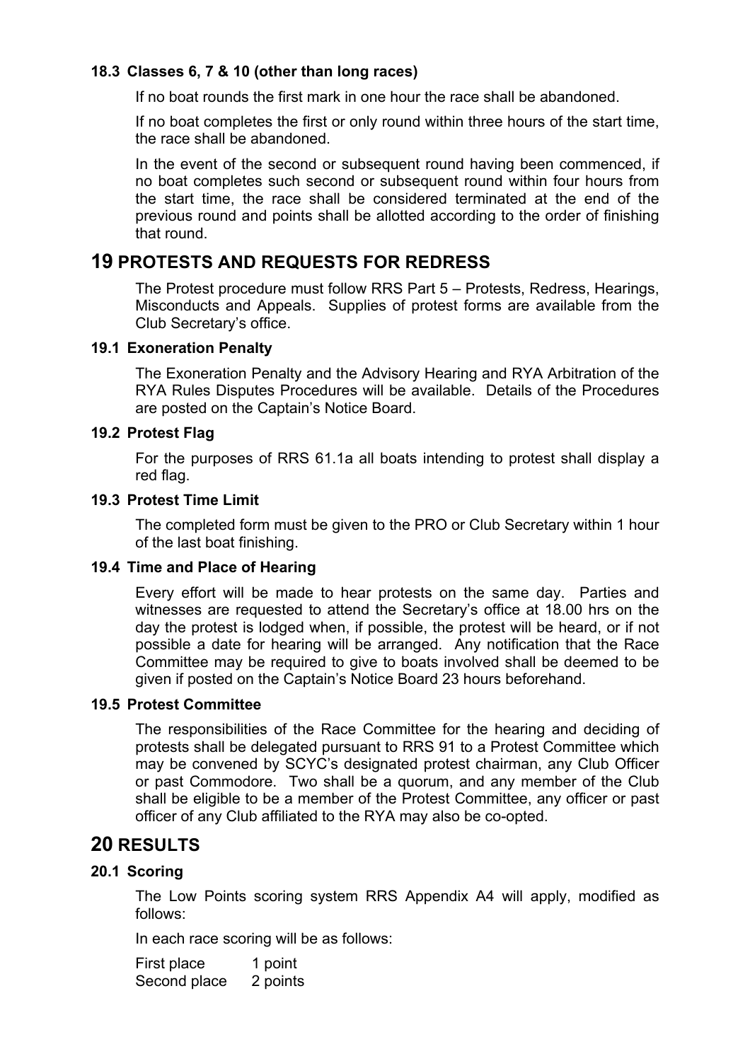### 18.3 Classes 6, 7 & 10 (other than long races)

If no boat rounds the first mark in one hour the race shall be abandoned.

If no boat completes the first or only round within three hours of the start time, the race shall be abandoned.

In the event of the second or subsequent round having been commenced, if no boat completes such second or subsequent round within four hours from the start time, the race shall be considered terminated at the end of the previous round and points shall be allotted according to the order of finishing that round.

## 19 PROTESTS AND REQUESTS FOR REDRESS

The Protest procedure must follow RRS Part 5 – Protests, Redress, Hearings, Misconducts and Appeals. Supplies of protest forms are available from the Club Secretary's office.

### 19.1 Exoneration Penalty

The Exoneration Penalty and the Advisory Hearing and RYA Arbitration of the RYA Rules Disputes Procedures will be available. Details of the Procedures are posted on the Captain's Notice Board.

### 19.2 Protest Flag

For the purposes of RRS 61.1a all boats intending to protest shall display a red flag.

### 19.3 Protest Time Limit

The completed form must be given to the PRO or Club Secretary within 1 hour of the last boat finishing.

### 19.4 Time and Place of Hearing

Every effort will be made to hear protests on the same day. Parties and witnesses are requested to attend the Secretary's office at 18.00 hrs on the day the protest is lodged when, if possible, the protest will be heard, or if not possible a date for hearing will be arranged. Any notification that the Race Committee may be required to give to boats involved shall be deemed to be given if posted on the Captain's Notice Board 23 hours beforehand.

### 19.5 Protest Committee

The responsibilities of the Race Committee for the hearing and deciding of protests shall be delegated pursuant to RRS 91 to a Protest Committee which may be convened by SCYC's designated protest chairman, any Club Officer or past Commodore. Two shall be a quorum, and any member of the Club shall be eligible to be a member of the Protest Committee, any officer or past officer of any Club affiliated to the RYA may also be co-opted.

## 20 RESULTS

### 20.1 Scoring

The Low Points scoring system RRS Appendix A4 will apply, modified as follows:

In each race scoring will be as follows:

First place 1 point
Second place 2 points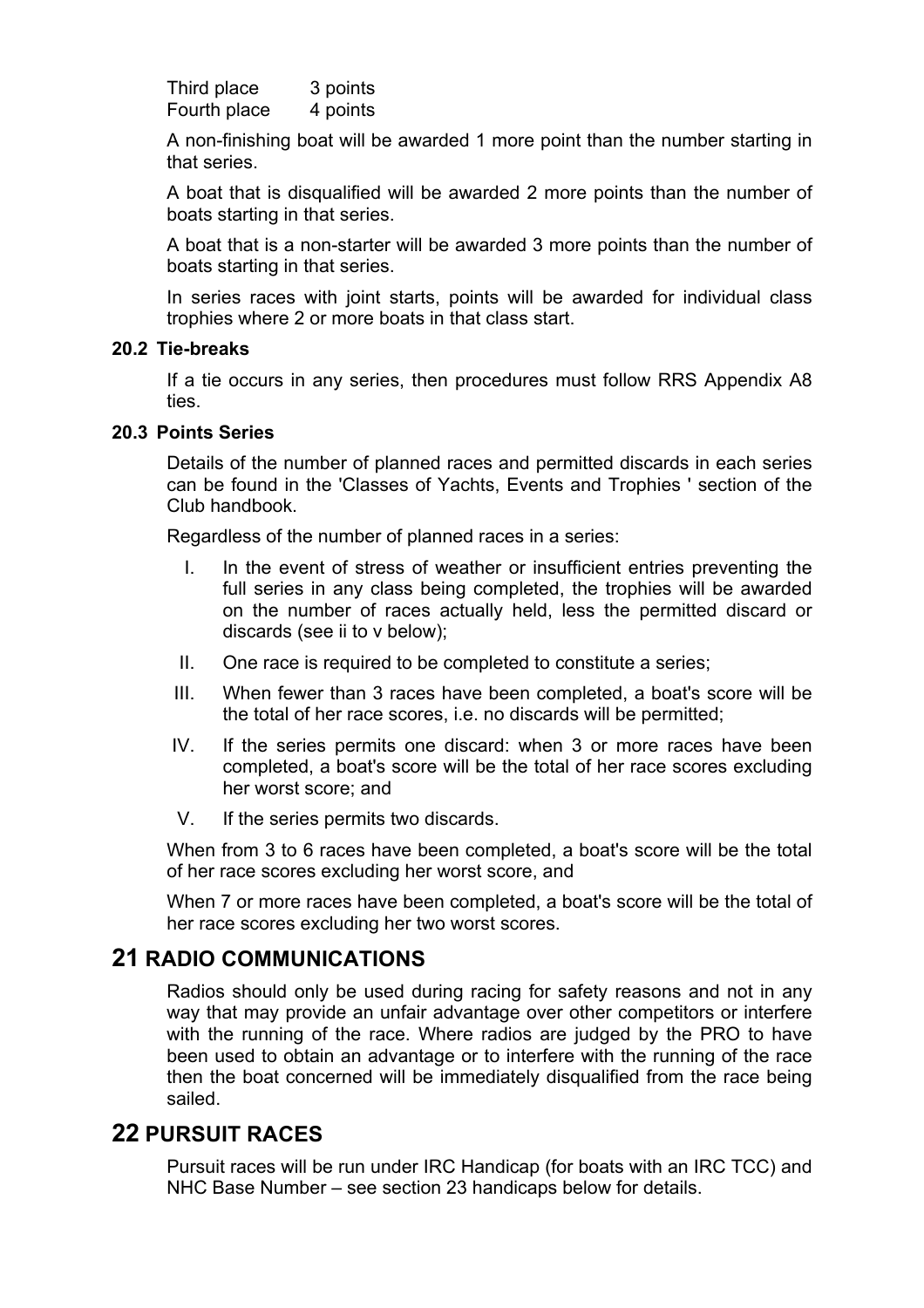| | |
|---|---|
| Third place | 3 points |
| Fourth place | 4 points |

A non-finishing boat will be awarded 1 more point than the number starting in that series.

A boat that is disqualified will be awarded 2 more points than the number of boats starting in that series.

A boat that is a non-starter will be awarded 3 more points than the number of boats starting in that series.

In series races with joint starts, points will be awarded for individual class trophies where 2 or more boats in that class start.

### 20.2 Tie-breaks

If a tie occurs in any series, then procedures must follow RRS Appendix A8 ties.

### 20.3 Points Series

Details of the number of planned races and permitted discards in each series can be found in the 'Classes of Yachts, Events and Trophies ' section of the Club handbook.

Regardless of the number of planned races in a series:

I. In the event of stress of weather or insufficient entries preventing the full series in any class being completed, the trophies will be awarded on the number of races actually held, less the permitted discard or discards (see ii to v below);

II. One race is required to be completed to constitute a series;

III. When fewer than 3 races have been completed, a boat's score will be the total of her race scores, i.e. no discards will be permitted;

IV. If the series permits one discard: when 3 or more races have been completed, a boat's score will be the total of her race scores excluding her worst score; and

V. If the series permits two discards.

When from 3 to 6 races have been completed, a boat's score will be the total of her race scores excluding her worst score, and

When 7 or more races have been completed, a boat's score will be the total of her race scores excluding her two worst scores.

## 21 RADIO COMMUNICATIONS

Radios should only be used during racing for safety reasons and not in any way that may provide an unfair advantage over other competitors or interfere with the running of the race. Where radios are judged by the PRO to have been used to obtain an advantage or to interfere with the running of the race then the boat concerned will be immediately disqualified from the race being sailed.

## 22 PURSUIT RACES

Pursuit races will be run under IRC Handicap (for boats with an IRC TCC) and NHC Base Number – see section 23 handicaps below for details.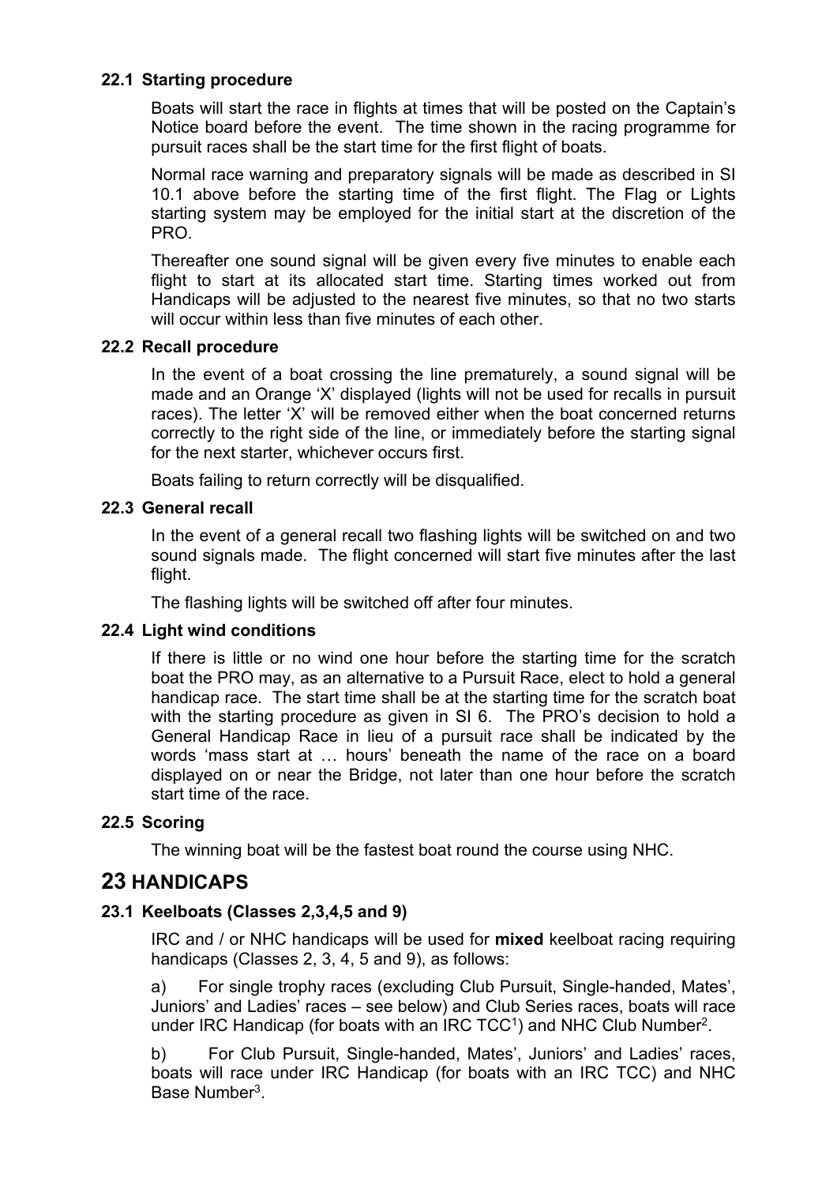### 22.1 Starting procedure

Boats will start the race in flights at times that will be posted on the Captain's Notice board before the event. The time shown in the racing programme for pursuit races shall be the start time for the first flight of boats.

Normal race warning and preparatory signals will be made as described in SI 10.1 above before the starting time of the first flight. The Flag or Lights starting system may be employed for the initial start at the discretion of the PRO.

Thereafter one sound signal will be given every five minutes to enable each flight to start at its allocated start time. Starting times worked out from Handicaps will be adjusted to the nearest five minutes, so that no two starts will occur within less than five minutes of each other.

### 22.2 Recall procedure

In the event of a boat crossing the line prematurely, a sound signal will be made and an Orange 'X' displayed (lights will not be used for recalls in pursuit races). The letter 'X' will be removed either when the boat concerned returns correctly to the right side of the line, or immediately before the starting signal for the next starter, whichever occurs first.

Boats failing to return correctly will be disqualified.

### 22.3 General recall

In the event of a general recall two flashing lights will be switched on and two sound signals made. The flight concerned will start five minutes after the last flight.

The flashing lights will be switched off after four minutes.

### 22.4 Light wind conditions

If there is little or no wind one hour before the starting time for the scratch boat the PRO may, as an alternative to a Pursuit Race, elect to hold a general handicap race. The start time shall be at the starting time for the scratch boat with the starting procedure as given in SI 6. The PRO's decision to hold a General Handicap Race in lieu of a pursuit race shall be indicated by the words 'mass start at … hours' beneath the name of the race on a board displayed on or near the Bridge, not later than one hour before the scratch start time of the race.

### 22.5 Scoring

The winning boat will be the fastest boat round the course using NHC.

## 23 HANDICAPS

### 23.1 Keelboats (Classes 2,3,4,5 and 9)

IRC and / or NHC handicaps will be used for **mixed** keelboat racing requiring handicaps (Classes 2, 3, 4, 5 and 9), as follows:

a) For single trophy races (excluding Club Pursuit, Single-handed, Mates', Juniors' and Ladies' races – see below) and Club Series races, boats will race under IRC Handicap (for boats with an IRC TCC[1]) and NHC Club Number[2].

b) For Club Pursuit, Single-handed, Mates', Juniors' and Ladies' races, boats will race under IRC Handicap (for boats with an IRC TCC) and NHC Base Number[3].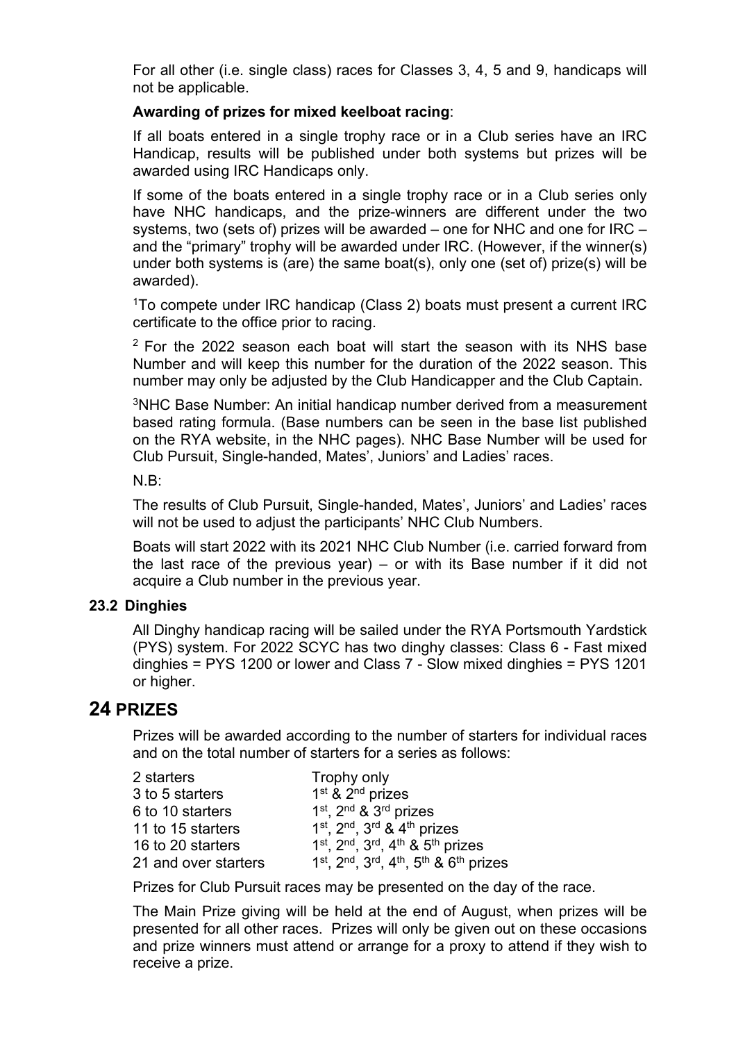For all other (i.e. single class) races for Classes 3, 4, 5 and 9, handicaps will not be applicable.

**Awarding of prizes for mixed keelboat racing**:

If all boats entered in a single trophy race or in a Club series have an IRC Handicap, results will be published under both systems but prizes will be awarded using IRC Handicaps only.

If some of the boats entered in a single trophy race or in a Club series only have NHC handicaps, and the prize-winners are different under the two systems, two (sets of) prizes will be awarded – one for NHC and one for IRC – and the "primary" trophy will be awarded under IRC. (However, if the winner(s) under both systems is (are) the same boat(s), only one (set of) prize(s) will be awarded).

[1]To compete under IRC handicap (Class 2) boats must present a current IRC certificate to the office prior to racing.

[2] For the 2022 season each boat will start the season with its NHS base Number and will keep this number for the duration of the 2022 season. This number may only be adjusted by the Club Handicapper and the Club Captain.

[3]NHC Base Number: An initial handicap number derived from a measurement based rating formula. (Base numbers can be seen in the base list published on the RYA website, in the NHC pages). NHC Base Number will be used for Club Pursuit, Single-handed, Mates', Juniors' and Ladies' races.

N.B:

The results of Club Pursuit, Single-handed, Mates', Juniors' and Ladies' races will not be used to adjust the participants' NHC Club Numbers.

Boats will start 2022 with its 2021 NHC Club Number (i.e. carried forward from the last race of the previous year) – or with its Base number if it did not acquire a Club number in the previous year.

### 23.2 Dinghies

All Dinghy handicap racing will be sailed under the RYA Portsmouth Yardstick (PYS) system. For 2022 SCYC has two dinghy classes: Class 6 - Fast mixed dinghies = PYS 1200 or lower and Class 7 - Slow mixed dinghies = PYS 1201 or higher.

## 24 PRIZES

Prizes will be awarded according to the number of starters for individual races and on the total number of starters for a series as follows:

| | |
|---|---|
| 2 starters | Trophy only |
| 3 to 5 starters | 1st & 2nd prizes |
| 6 to 10 starters | 1st, 2nd & 3rd prizes |
| 11 to 15 starters | 1st, 2nd, 3rd & 4th prizes |
| 16 to 20 starters | 1st, 2nd, 3rd, 4th & 5th prizes |
| 21 and over starters | 1st, 2nd, 3rd, 4th, 5th & 6th prizes |

Prizes for Club Pursuit races may be presented on the day of the race.

The Main Prize giving will be held at the end of August, when prizes will be presented for all other races. Prizes will only be given out on these occasions and prize winners must attend or arrange for a proxy to attend if they wish to receive a prize.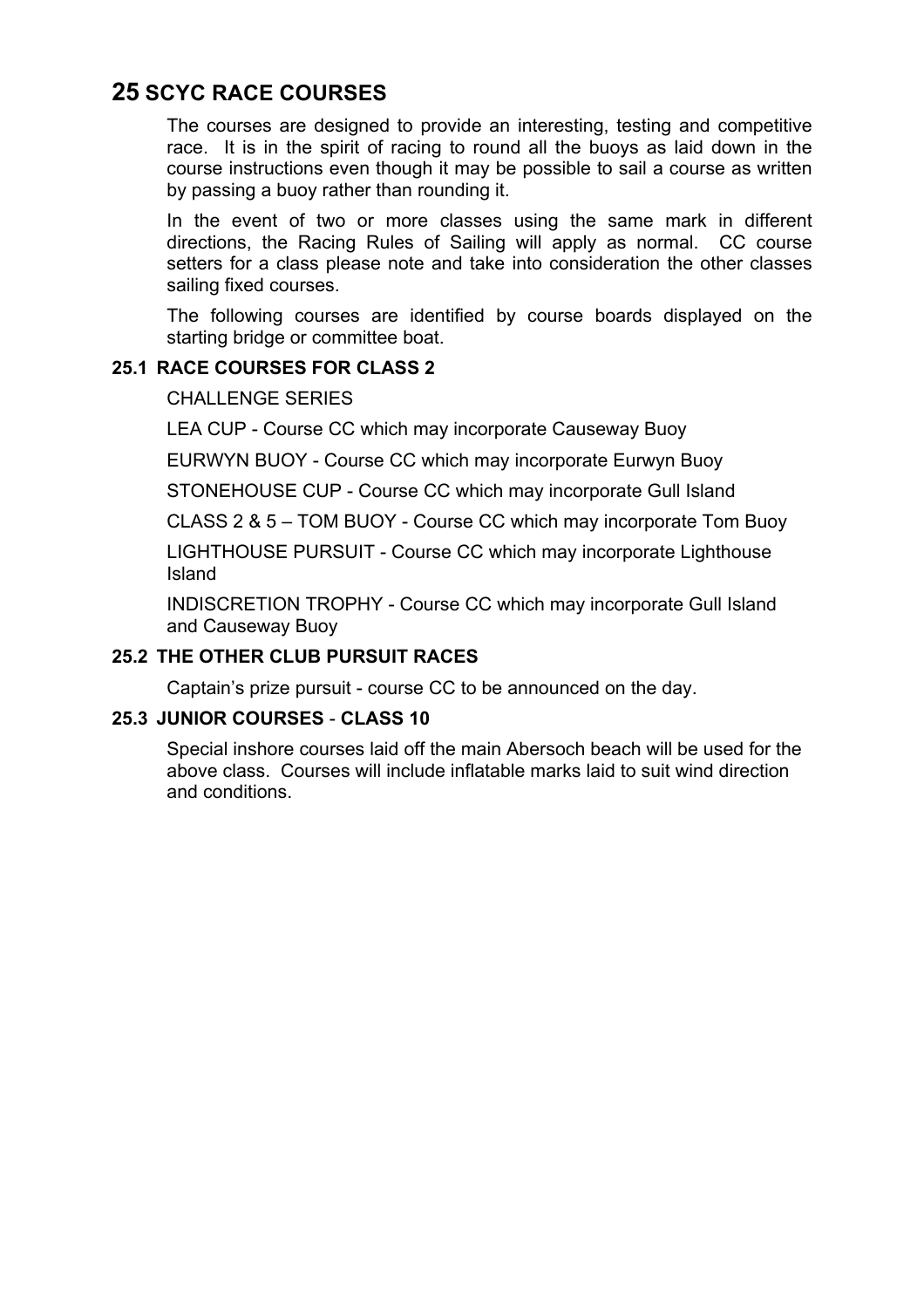# 25 SCYC RACE COURSES

The courses are designed to provide an interesting, testing and competitive race. It is in the spirit of racing to round all the buoys as laid down in the course instructions even though it may be possible to sail a course as written by passing a buoy rather than rounding it.

In the event of two or more classes using the same mark in different directions, the Racing Rules of Sailing will apply as normal. CC course setters for a class please note and take into consideration the other classes sailing fixed courses.

The following courses are identified by course boards displayed on the starting bridge or committee boat.

## 25.1 RACE COURSES FOR CLASS 2

CHALLENGE SERIES

LEA CUP - Course CC which may incorporate Causeway Buoy

EURWYN BUOY - Course CC which may incorporate Eurwyn Buoy

STONEHOUSE CUP - Course CC which may incorporate Gull Island

CLASS 2 & 5 – TOM BUOY - Course CC which may incorporate Tom Buoy

LIGHTHOUSE PURSUIT - Course CC which may incorporate Lighthouse Island

INDISCRETION TROPHY - Course CC which may incorporate Gull Island and Causeway Buoy

## 25.2 THE OTHER CLUB PURSUIT RACES

Captain's prize pursuit - course CC to be announced on the day.

## 25.3 JUNIOR COURSES - CLASS 10

Special inshore courses laid off the main Abersoch beach will be used for the above class. Courses will include inflatable marks laid to suit wind direction and conditions.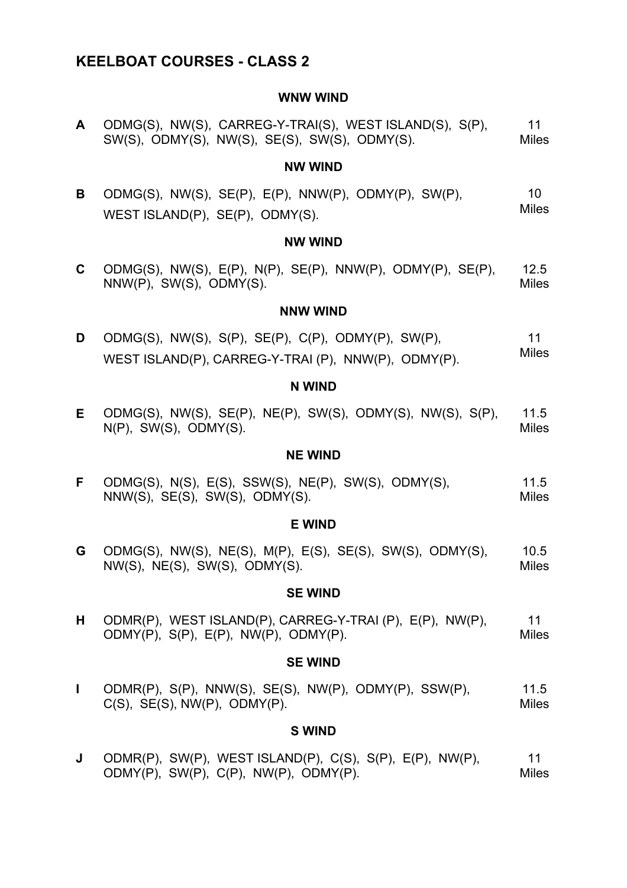## KEELBOAT COURSES - CLASS 2

**WNW WIND**

| | Course | Distance |
|---|---|---|
| **A** | ODMG(S), NW(S), CARREG-Y-TRAI(S), WEST ISLAND(S), S(P), SW(S), ODMY(S), NW(S), SE(S), SW(S), ODMY(S). | 11 Miles |

**NW WIND**

| | Course | Distance |
|---|---|---|
| **B** | ODMG(S), NW(S), SE(P), E(P), NNW(P), ODMY(P), SW(P), WEST ISLAND(P), SE(P), ODMY(S). | 10 Miles |

**NW WIND**

| | Course | Distance |
|---|---|---|
| **C** | ODMG(S), NW(S), E(P), N(P), SE(P), NNW(P), ODMY(P), SE(P), NNW(P), SW(S), ODMY(S). | 12.5 Miles |

**NNW WIND**

| | Course | Distance |
|---|---|---|
| **D** | ODMG(S), NW(S), S(P), SE(P), C(P), ODMY(P), SW(P), WEST ISLAND(P), CARREG-Y-TRAI (P), NNW(P), ODMY(P). | 11 Miles |

**N WIND**

| | Course | Distance |
|---|---|---|
| **E** | ODMG(S), NW(S), SE(P), NE(P), SW(S), ODMY(S), NW(S), S(P), N(P), SW(S), ODMY(S). | 11.5 Miles |

**NE WIND**

| | Course | Distance |
|---|---|---|
| **F** | ODMG(S), N(S), E(S), SSW(S), NE(P), SW(S), ODMY(S), NNW(S), SE(S), SW(S), ODMY(S). | 11.5 Miles |

**E WIND**

| | Course | Distance |
|---|---|---|
| **G** | ODMG(S), NW(S), NE(S), M(P), E(S), SE(S), SW(S), ODMY(S), NW(S), NE(S), SW(S), ODMY(S). | 10.5 Miles |

**SE WIND**

| | Course | Distance |
|---|---|---|
| **H** | ODMR(P), WEST ISLAND(P), CARREG-Y-TRAI (P), E(P), NW(P), ODMY(P), S(P), E(P), NW(P), ODMY(P). | 11 Miles |

**SE WIND**

| | Course | Distance |
|---|---|---|
| **I** | ODMR(P), S(P), NNW(S), SE(S), NW(P), ODMY(P), SSW(P), C(S), SE(S), NW(P), ODMY(P). | 11.5 Miles |

**S WIND**

| | Course | Distance |
|---|---|---|
| **J** | ODMR(P), SW(P), WEST ISLAND(P), C(S), S(P), E(P), NW(P), ODMY(P), SW(P), C(P), NW(P), ODMY(P). | 11 Miles |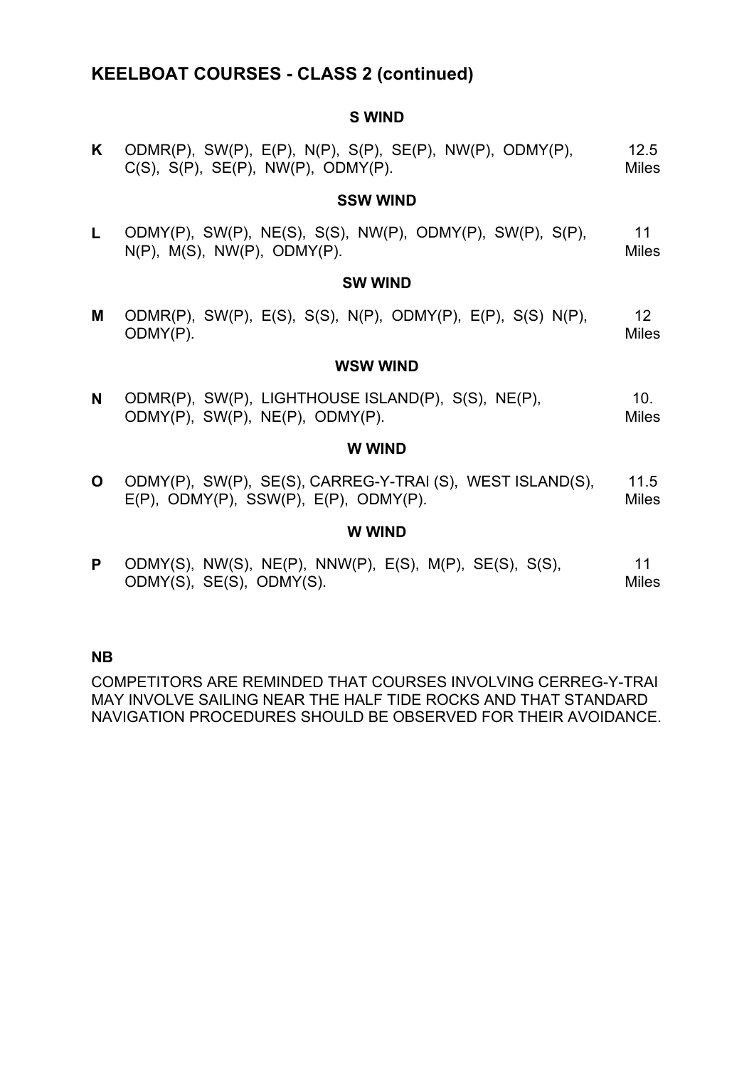## KEELBOAT COURSES - CLASS 2 (continued)

### S WIND

| | | |
|---|---|---|
| **K** | ODMR(P), SW(P), E(P), N(P), S(P), SE(P), NW(P), ODMY(P), C(S), S(P), SE(P), NW(P), ODMY(P). | 12.5 Miles |

### SSW WIND

| | | |
|---|---|---|
| **L** | ODMY(P), SW(P), NE(S), S(S), NW(P), ODMY(P), SW(P), S(P), N(P), M(S), NW(P), ODMY(P). | 11 Miles |

### SW WIND

| | | |
|---|---|---|
| **M** | ODMR(P), SW(P), E(S), S(S), N(P), ODMY(P), E(P), S(S) N(P), ODMY(P). | 12 Miles |

### WSW WIND

| | | |
|---|---|---|
| **N** | ODMR(P), SW(P), LIGHTHOUSE ISLAND(P), S(S), NE(P), ODMY(P), SW(P), NE(P), ODMY(P). | 10. Miles |

### W WIND

| | | |
|---|---|---|
| **O** | ODMY(P), SW(P), SE(S), CARREG-Y-TRAI (S), WEST ISLAND(S), E(P), ODMY(P), SSW(P), E(P), ODMY(P). | 11.5 Miles |

### W WIND

| | | |
|---|---|---|
| **P** | ODMY(S), NW(S), NE(P), NNW(P), E(S), M(P), SE(S), S(S), ODMY(S), SE(S), ODMY(S). | 11 Miles |

**NB**

COMPETITORS ARE REMINDED THAT COURSES INVOLVING CERREG-Y-TRAI MAY INVOLVE SAILING NEAR THE HALF TIDE ROCKS AND THAT STANDARD NAVIGATION PROCEDURES SHOULD BE OBSERVED FOR THEIR AVOIDANCE.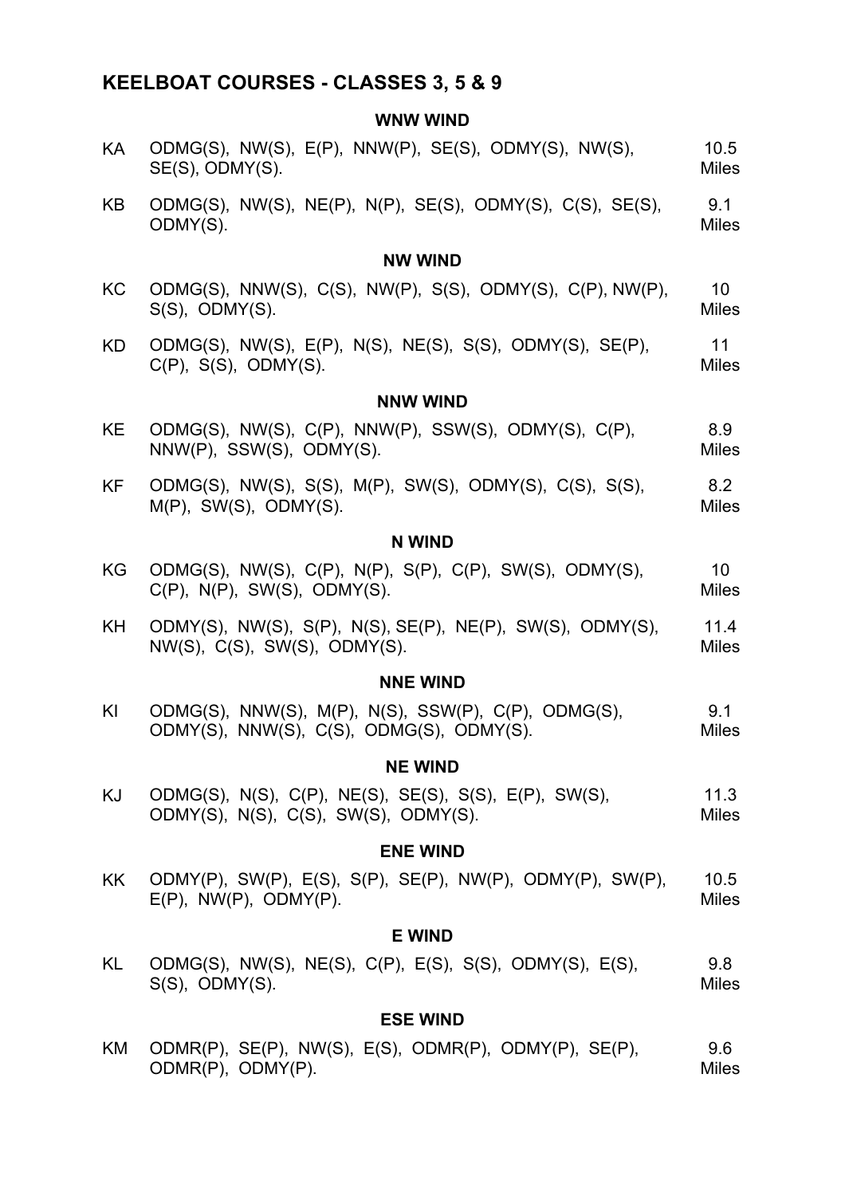## KEELBOAT COURSES - CLASSES 3, 5 & 9

### WNW WIND

| Course | Marks | Distance |
|---|---|---|
| KA | ODMG(S), NW(S), E(P), NNW(P), SE(S), ODMY(S), NW(S), SE(S), ODMY(S). | 10.5 Miles |
| KB | ODMG(S), NW(S), NE(P), N(P), SE(S), ODMY(S), C(S), SE(S), ODMY(S). | 9.1 Miles |

### NW WIND

| Course | Marks | Distance |
|---|---|---|
| KC | ODMG(S), NNW(S), C(S), NW(P), S(S), ODMY(S), C(P), NW(P), S(S), ODMY(S). | 10 Miles |
| KD | ODMG(S), NW(S), E(P), N(S), NE(S), S(S), ODMY(S), SE(P), C(P), S(S), ODMY(S). | 11 Miles |

### NNW WIND

| Course | Marks | Distance |
|---|---|---|
| KE | ODMG(S), NW(S), C(P), NNW(P), SSW(S), ODMY(S), C(P), NNW(P), SSW(S), ODMY(S). | 8.9 Miles |
| KF | ODMG(S), NW(S), S(S), M(P), SW(S), ODMY(S), C(S), S(S), M(P), SW(S), ODMY(S). | 8.2 Miles |

### N WIND

| Course | Marks | Distance |
|---|---|---|
| KG | ODMG(S), NW(S), C(P), N(P), S(P), C(P), SW(S), ODMY(S), C(P), N(P), SW(S), ODMY(S). | 10 Miles |
| KH | ODMY(S), NW(S), S(P), N(S), SE(P), NE(P), SW(S), ODMY(S), NW(S), C(S), SW(S), ODMY(S). | 11.4 Miles |

### NNE WIND

| Course | Marks | Distance |
|---|---|---|
| KI | ODMG(S), NNW(S), M(P), N(S), SSW(P), C(P), ODMG(S), ODMY(S), NNW(S), C(S), ODMG(S), ODMY(S). | 9.1 Miles |

### NE WIND

| Course | Marks | Distance |
|---|---|---|
| KJ | ODMG(S), N(S), C(P), NE(S), SE(S), S(S), E(P), SW(S), ODMY(S), N(S), C(S), SW(S), ODMY(S). | 11.3 Miles |

### ENE WIND

| Course | Marks | Distance |
|---|---|---|
| KK | ODMY(P), SW(P), E(S), S(P), SE(P), NW(P), ODMY(P), SW(P), E(P), NW(P), ODMY(P). | 10.5 Miles |

### E WIND

| Course | Marks | Distance |
|---|---|---|
| KL | ODMG(S), NW(S), NE(S), C(P), E(S), S(S), ODMY(S), E(S), S(S), ODMY(S). | 9.8 Miles |

### ESE WIND

| Course | Marks | Distance |
|---|---|---|
| KM | ODMR(P), SE(P), NW(S), E(S), ODMR(P), ODMY(P), SE(P), ODMR(P), ODMY(P). | 9.6 Miles |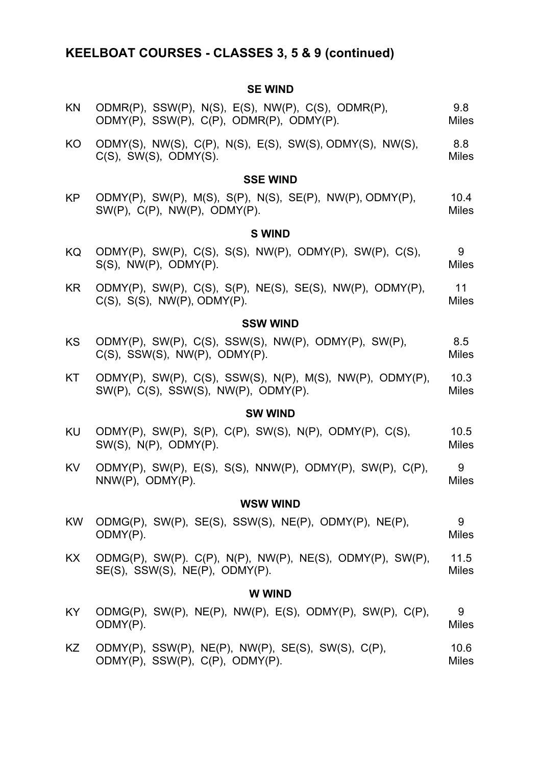## KEELBOAT COURSES - CLASSES 3, 5 & 9 (continued)

### SE WIND

| | | |
|---|---|---|
| KN | ODMR(P), SSW(P), N(S), E(S), NW(P), C(S), ODMR(P), ODMY(P), SSW(P), C(P), ODMR(P), ODMY(P). | 9.8 Miles |
| KO | ODMY(S), NW(S), C(P), N(S), E(S), SW(S), ODMY(S), NW(S), C(S), SW(S), ODMY(S). | 8.8 Miles |

### SSE WIND

| | | |
|---|---|---|
| KP | ODMY(P), SW(P), M(S), S(P), N(S), SE(P), NW(P), ODMY(P), SW(P), C(P), NW(P), ODMY(P). | 10.4 Miles |

### S WIND

| | | |
|---|---|---|
| KQ | ODMY(P), SW(P), C(S), S(S), NW(P), ODMY(P), SW(P), C(S), S(S), NW(P), ODMY(P). | 9 Miles |
| KR | ODMY(P), SW(P), C(S), S(P), NE(S), SE(S), NW(P), ODMY(P), C(S), S(S), NW(P), ODMY(P). | 11 Miles |

### SSW WIND

| | | |
|---|---|---|
| KS | ODMY(P), SW(P), C(S), SSW(S), NW(P), ODMY(P), SW(P), C(S), SSW(S), NW(P), ODMY(P). | 8.5 Miles |
| KT | ODMY(P), SW(P), C(S), SSW(S), N(P), M(S), NW(P), ODMY(P), SW(P), C(S), SSW(S), NW(P), ODMY(P). | 10.3 Miles |

### SW WIND

| | | |
|---|---|---|
| KU | ODMY(P), SW(P), S(P), C(P), SW(S), N(P), ODMY(P), C(S), SW(S), N(P), ODMY(P). | 10.5 Miles |
| KV | ODMY(P), SW(P), E(S), S(S), NNW(P), ODMY(P), SW(P), C(P), NNW(P), ODMY(P). | 9 Miles |

### WSW WIND

| | | |
|---|---|---|
| KW | ODMG(P), SW(P), SE(S), SSW(S), NE(P), ODMY(P), NE(P), ODMY(P). | 9 Miles |
| KX | ODMG(P), SW(P). C(P), N(P), NW(P), NE(S), ODMY(P), SW(P), SE(S), SSW(S), NE(P), ODMY(P). | 11.5 Miles |

### W WIND

| | | |
|---|---|---|
| KY | ODMG(P), SW(P), NE(P), NW(P), E(S), ODMY(P), SW(P), C(P), ODMY(P). | 9 Miles |
| KZ | ODMY(P), SSW(P), NE(P), NW(P), SE(S), SW(S), C(P), ODMY(P), SSW(P), C(P), ODMY(P). | 10.6 Miles |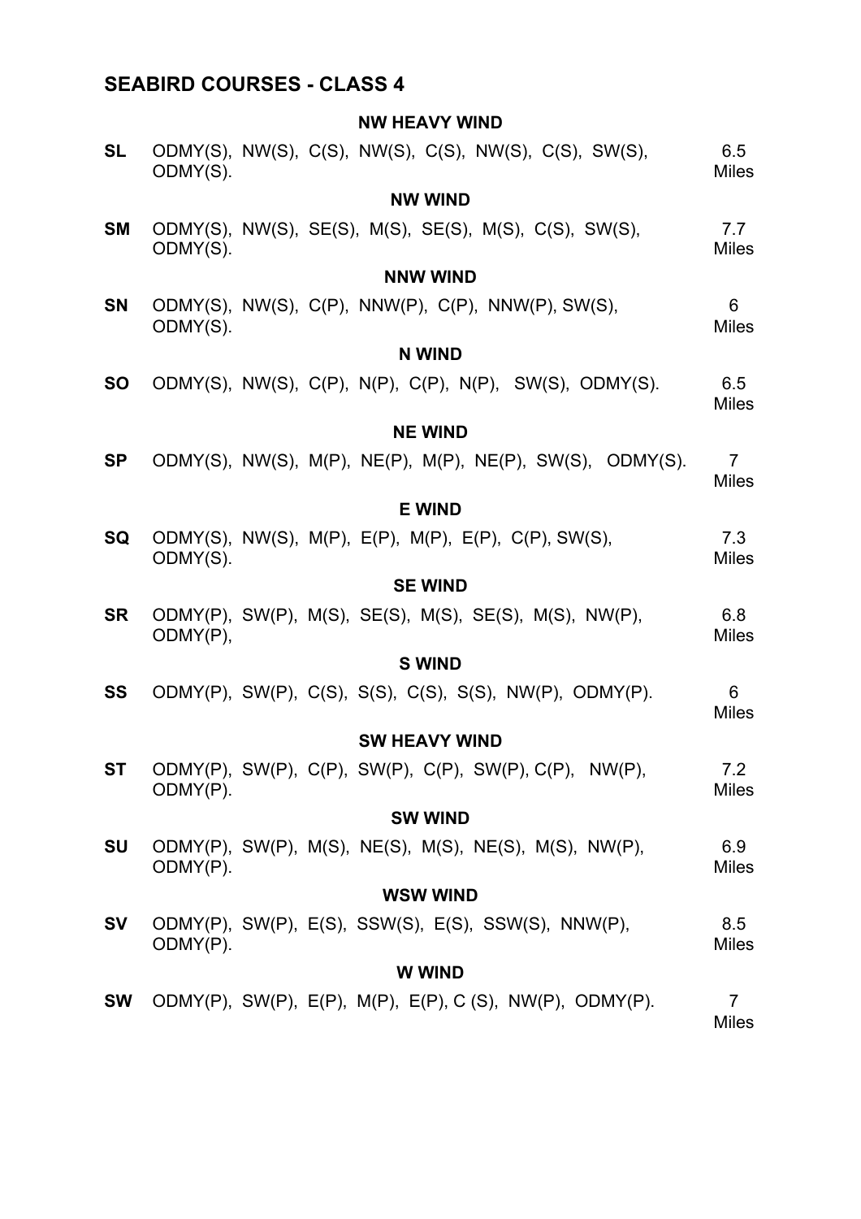## SEABIRD COURSES - CLASS 4

### NW HEAVY WIND

**SL** ODMY(S), NW(S), C(S), NW(S), C(S), NW(S), C(S), SW(S), ODMY(S). 6.5 Miles

### NW WIND

**SM** ODMY(S), NW(S), SE(S), M(S), SE(S), M(S), C(S), SW(S), ODMY(S). 7.7 Miles

### NNW WIND

**SN** ODMY(S), NW(S), C(P), NNW(P), C(P), NNW(P), SW(S), ODMY(S). 6 Miles

### N WIND

**SO** ODMY(S), NW(S), C(P), N(P), C(P), N(P), SW(S), ODMY(S). 6.5 Miles

### NE WIND

**SP** ODMY(S), NW(S), M(P), NE(P), M(P), NE(P), SW(S), ODMY(S). 7 Miles

### E WIND

**SQ** ODMY(S), NW(S), M(P), E(P), M(P), E(P), C(P), SW(S), ODMY(S). 7.3 Miles

### SE WIND

**SR** ODMY(P), SW(P), M(S), SE(S), M(S), SE(S), M(S), NW(P), ODMY(P), 6.8 Miles

### S WIND

**SS** ODMY(P), SW(P), C(S), S(S), C(S), S(S), NW(P), ODMY(P). 6 Miles

### SW HEAVY WIND

**ST** ODMY(P), SW(P), C(P), SW(P), C(P), SW(P), C(P), NW(P), ODMY(P). 7.2 Miles

### SW WIND

**SU** ODMY(P), SW(P), M(S), NE(S), M(S), NE(S), M(S), NW(P), ODMY(P). 6.9 Miles

### WSW WIND

**SV** ODMY(P), SW(P), E(S), SSW(S), E(S), SSW(S), NNW(P), ODMY(P). 8.5 Miles

### W WIND

**SW** ODMY(P), SW(P), E(P), M(P), E(P), C (S), NW(P), ODMY(P). 7 Miles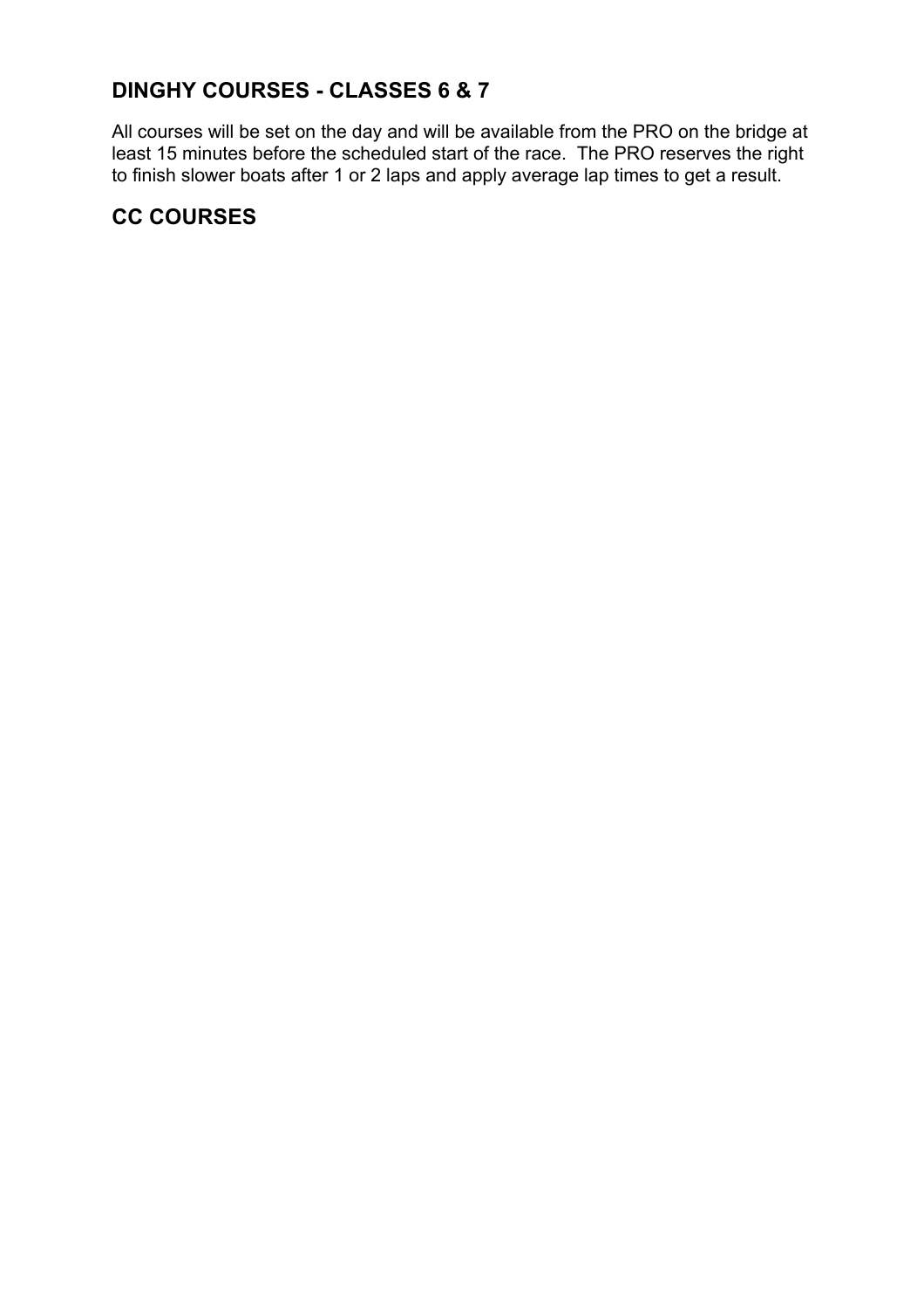## DINGHY COURSES - CLASSES 6 & 7

All courses will be set on the day and will be available from the PRO on the bridge at least 15 minutes before the scheduled start of the race. The PRO reserves the right to finish slower boats after 1 or 2 laps and apply average lap times to get a result.

## CC COURSES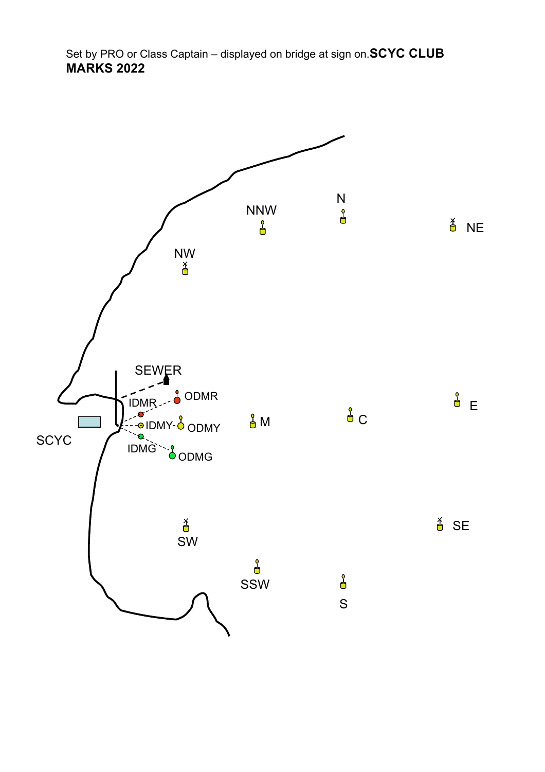Set by PRO or Class Captain – displayed on bridge at sign on.**SCYC CLUB MARKS 2022**

NNW

N

NE

NW

SEWER

ODMR

IDMR

IDMY

ODMY

M

C

E

SCYC

IDMG

ODMG

SW

SE

SSW

S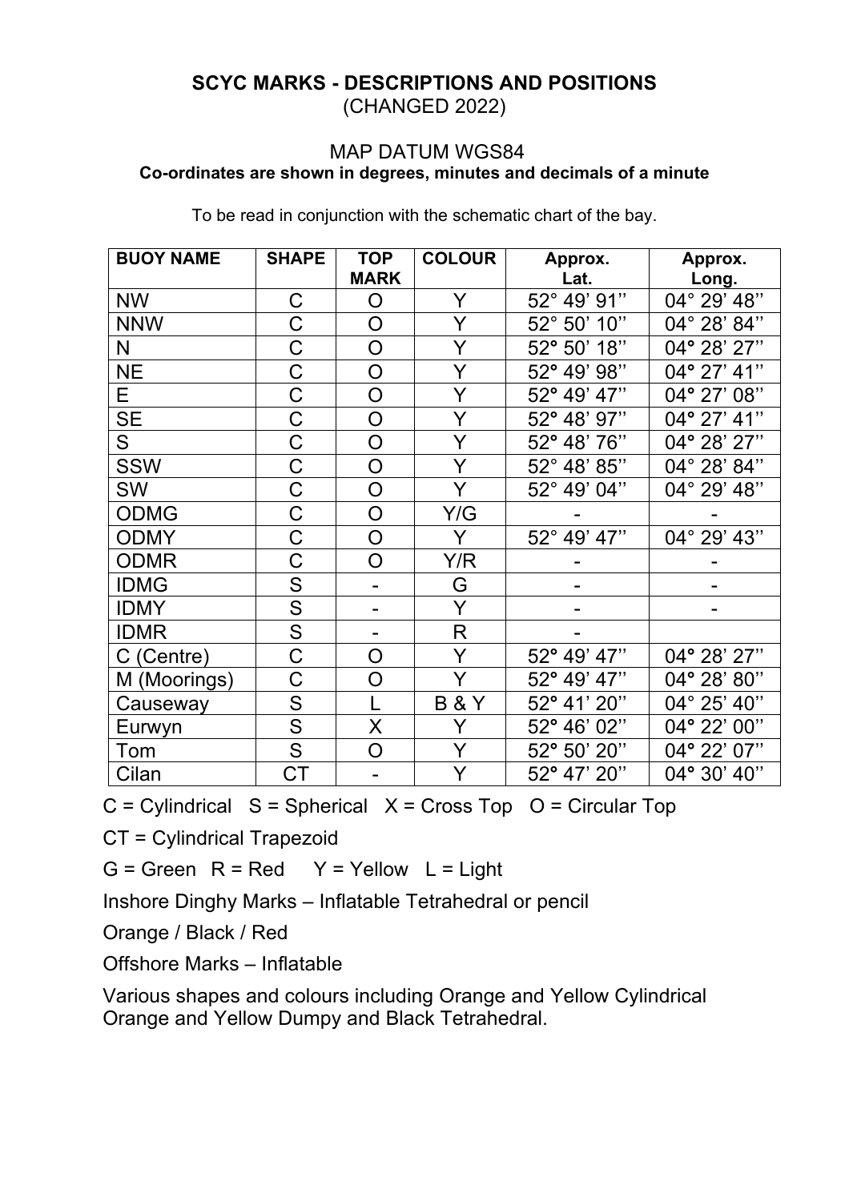**SCYC MARKS - DESCRIPTIONS AND POSITIONS**
(CHANGED 2022)

MAP DATUM WGS84

**Co-ordinates are shown in degrees, minutes and decimals of a minute**

To be read in conjunction with the schematic chart of the bay.

| BUOY NAME | SHAPE | TOP MARK | COLOUR | Approx. Lat. | Approx. Long. |
|---|---|---|---|---|---|
| NW | C | O | Y | 52° 49’ 91’’ | 04° 29’ 48’’ |
| NNW | C | O | Y | 52° 50’ 10’’ | 04° 28’ 84’’ |
| N | C | O | Y | 52° 50’ 18’’ | 04° 28’ 27’’ |
| NE | C | O | Y | 52° 49’ 98’’ | 04° 27’ 41’’ |
| E | C | O | Y | 52° 49’ 47’’ | 04° 27’ 08’’ |
| SE | C | O | Y | 52° 48’ 97’’ | 04° 27’ 41’’ |
| S | C | O | Y | 52° 48’ 76’’ | 04° 28’ 27’’ |
| SSW | C | O | Y | 52° 48’ 85’’ | 04° 28’ 84’’ |
| SW | C | O | Y | 52° 49’ 04’’ | 04° 29’ 48’’ |
| ODMG | C | O | Y/G | - | - |
| ODMY | C | O | Y | 52° 49’ 47’’ | 04° 29’ 43’’ |
| ODMR | C | O | Y/R | - | - |
| IDMG | S | - | G | - | - |
| IDMY | S | - | Y | - | - |
| IDMR | S | - | R | - | |
| C (Centre) | C | O | Y | 52° 49’ 47’’ | 04° 28’ 27’’ |
| M (Moorings) | C | O | Y | 52° 49’ 47’’ | 04° 28’ 80’’ |
| Causeway | S | L | B & Y | 52° 41’ 20’’ | 04° 25’ 40’’ |
| Eurwyn | S | X | Y | 52° 46’ 02’’ | 04° 22’ 00’’ |
| Tom | S | O | Y | 52° 50’ 20’’ | 04° 22’ 07’’ |
| Cilan | CT | - | Y | 52° 47’ 20’’ | 04° 30’ 40’’ |

C = Cylindrical S = Spherical X = Cross Top O = Circular Top

CT = Cylindrical Trapezoid

G = Green R = Red Y = Yellow L = Light

Inshore Dinghy Marks – Inflatable Tetrahedral or pencil

Orange / Black / Red

Offshore Marks – Inflatable

Various shapes and colours including Orange and Yellow Cylindrical Orange and Yellow Dumpy and Black Tetrahedral.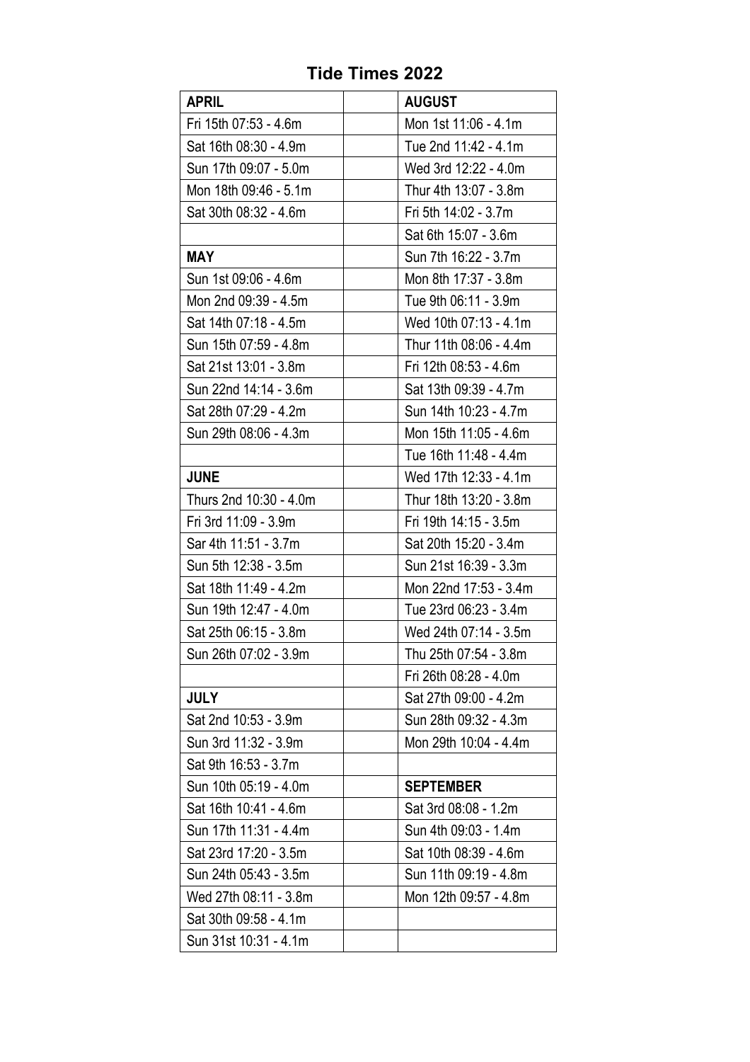# Tide Times 2022

| | | |
|---|---|---|
| **APRIL** | | **AUGUST** |
| Fri 15th 07:53 - 4.6m | | Mon 1st 11:06 - 4.1m |
| Sat 16th 08:30 - 4.9m | | Tue 2nd 11:42 - 4.1m |
| Sun 17th 09:07 - 5.0m | | Wed 3rd 12:22 - 4.0m |
| Mon 18th 09:46 - 5.1m | | Thur 4th 13:07 - 3.8m |
| Sat 30th 08:32 - 4.6m | | Fri 5th 14:02 - 3.7m |
| | | Sat 6th 15:07 - 3.6m |
| **MAY** | | Sun 7th 16:22 - 3.7m |
| Sun 1st 09:06 - 4.6m | | Mon 8th 17:37 - 3.8m |
| Mon 2nd 09:39 - 4.5m | | Tue 9th 06:11 - 3.9m |
| Sat 14th 07:18 - 4.5m | | Wed 10th 07:13 - 4.1m |
| Sun 15th 07:59 - 4.8m | | Thur 11th 08:06 - 4.4m |
| Sat 21st 13:01 - 3.8m | | Fri 12th 08:53 - 4.6m |
| Sun 22nd 14:14 - 3.6m | | Sat 13th 09:39 - 4.7m |
| Sat 28th 07:29 - 4.2m | | Sun 14th 10:23 - 4.7m |
| Sun 29th 08:06 - 4.3m | | Mon 15th 11:05 - 4.6m |
| | | Tue 16th 11:48 - 4.4m |
| **JUNE** | | Wed 17th 12:33 - 4.1m |
| Thurs 2nd 10:30 - 4.0m | | Thur 18th 13:20 - 3.8m |
| Fri 3rd 11:09 - 3.9m | | Fri 19th 14:15 - 3.5m |
| Sar 4th 11:51 - 3.7m | | Sat 20th 15:20 - 3.4m |
| Sun 5th 12:38 - 3.5m | | Sun 21st 16:39 - 3.3m |
| Sat 18th 11:49 - 4.2m | | Mon 22nd 17:53 - 3.4m |
| Sun 19th 12:47 - 4.0m | | Tue 23rd 06:23 - 3.4m |
| Sat 25th 06:15 - 3.8m | | Wed 24th 07:14 - 3.5m |
| Sun 26th 07:02 - 3.9m | | Thu 25th 07:54 - 3.8m |
| | | Fri 26th 08:28 - 4.0m |
| **JULY** | | Sat 27th 09:00 - 4.2m |
| Sat 2nd 10:53 - 3.9m | | Sun 28th 09:32 - 4.3m |
| Sun 3rd 11:32 - 3.9m | | Mon 29th 10:04 - 4.4m |
| Sat 9th 16:53 - 3.7m | | |
| Sun 10th 05:19 - 4.0m | | **SEPTEMBER** |
| Sat 16th 10:41 - 4.6m | | Sat 3rd 08:08 - 1.2m |
| Sun 17th 11:31 - 4.4m | | Sun 4th 09:03 - 1.4m |
| Sat 23rd 17:20 - 3.5m | | Sat 10th 08:39 - 4.6m |
| Sun 24th 05:43 - 3.5m | | Sun 11th 09:19 - 4.8m |
| Wed 27th 08:11 - 3.8m | | Mon 12th 09:57 - 4.8m |
| Sat 30th 09:58 - 4.1m | | |
| Sun 31st 10:31 - 4.1m | | |